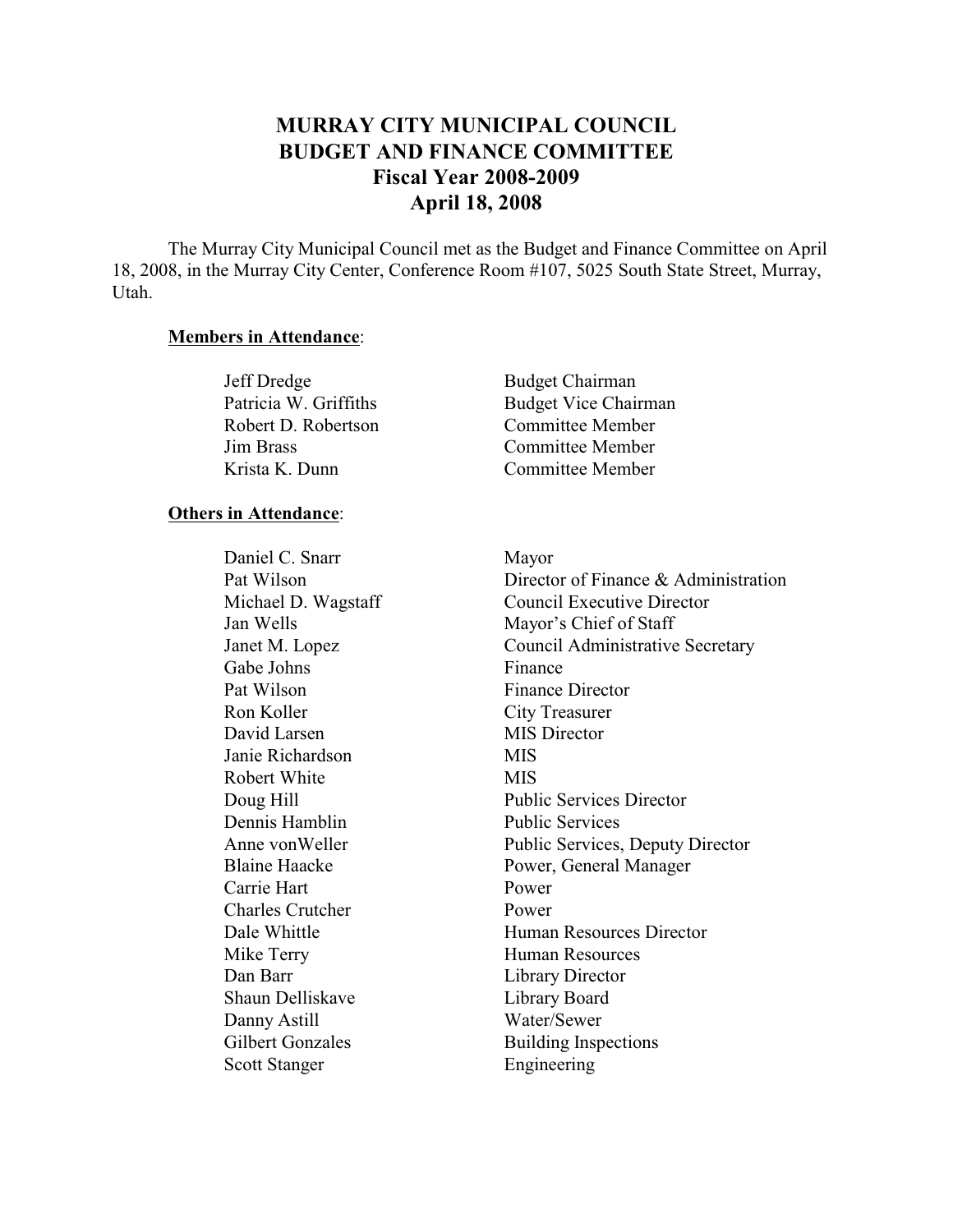# MURRAY CITY MUNICIPAL COUNCIL
# BUDGET AND FINANCE COMMITTEE
# Fiscal Year 2008-2009
# April 18, 2008

The Murray City Municipal Council met as the Budget and Finance Committee on April 18, 2008, in the Murray City Center, Conference Room #107, 5025 South State Street, Murray, Utah.

**Members in Attendance**:

| | |
|---|---|
| Jeff Dredge | Budget Chairman |
| Patricia W. Griffiths | Budget Vice Chairman |
| Robert D. Robertson | Committee Member |
| Jim Brass | Committee Member |
| Krista K. Dunn | Committee Member |

**Others in Attendance**:

| | |
|---|---|
| Daniel C. Snarr | Mayor |
| Pat Wilson | Director of Finance & Administration |
| Michael D. Wagstaff | Council Executive Director |
| Jan Wells | Mayor's Chief of Staff |
| Janet M. Lopez | Council Administrative Secretary |
| Gabe Johns | Finance |
| Pat Wilson | Finance Director |
| Ron Koller | City Treasurer |
| David Larsen | MIS Director |
| Janie Richardson | MIS |
| Robert White | MIS |
| Doug Hill | Public Services Director |
| Dennis Hamblin | Public Services |
| Anne vonWeller | Public Services, Deputy Director |
| Blaine Haacke | Power, General Manager |
| Carrie Hart | Power |
| Charles Crutcher | Power |
| Dale Whittle | Human Resources Director |
| Mike Terry | Human Resources |
| Dan Barr | Library Director |
| Shaun Delliskave | Library Board |
| Danny Astill | Water/Sewer |
| Gilbert Gonzales | Building Inspections |
| Scott Stanger | Engineering |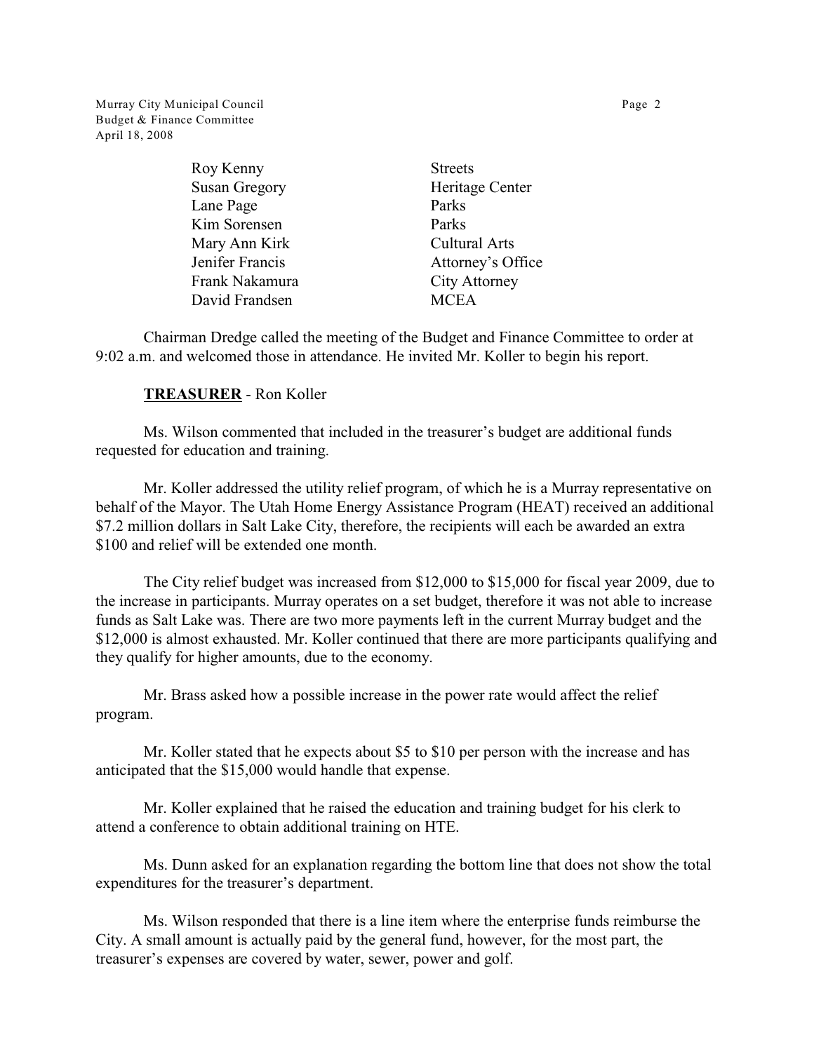| | |
|---|---|
| Roy Kenny | Streets |
| Susan Gregory | Heritage Center |
| Lane Page | Parks |
| Kim Sorensen | Parks |
| Mary Ann Kirk | Cultural Arts |
| Jenifer Francis | Attorney's Office |
| Frank Nakamura | City Attorney |
| David Frandsen | MCEA |

Chairman Dredge called the meeting of the Budget and Finance Committee to order at 9:02 a.m. and welcomed those in attendance. He invited Mr. Koller to begin his report.

**TREASURER** - Ron Koller

Ms. Wilson commented that included in the treasurer's budget are additional funds requested for education and training.

Mr. Koller addressed the utility relief program, of which he is a Murray representative on behalf of the Mayor. The Utah Home Energy Assistance Program (HEAT) received an additional $7.2 million dollars in Salt Lake City, therefore, the recipients will each be awarded an extra $100 and relief will be extended one month.

The City relief budget was increased from $12,000 to $15,000 for fiscal year 2009, due to the increase in participants. Murray operates on a set budget, therefore it was not able to increase funds as Salt Lake was. There are two more payments left in the current Murray budget and the $12,000 is almost exhausted. Mr. Koller continued that there are more participants qualifying and they qualify for higher amounts, due to the economy.

Mr. Brass asked how a possible increase in the power rate would affect the relief program.

Mr. Koller stated that he expects about $5 to $10 per person with the increase and has anticipated that the $15,000 would handle that expense.

Mr. Koller explained that he raised the education and training budget for his clerk to attend a conference to obtain additional training on HTE.

Ms. Dunn asked for an explanation regarding the bottom line that does not show the total expenditures for the treasurer's department.

Ms. Wilson responded that there is a line item where the enterprise funds reimburse the City. A small amount is actually paid by the general fund, however, for the most part, the treasurer's expenses are covered by water, sewer, power and golf.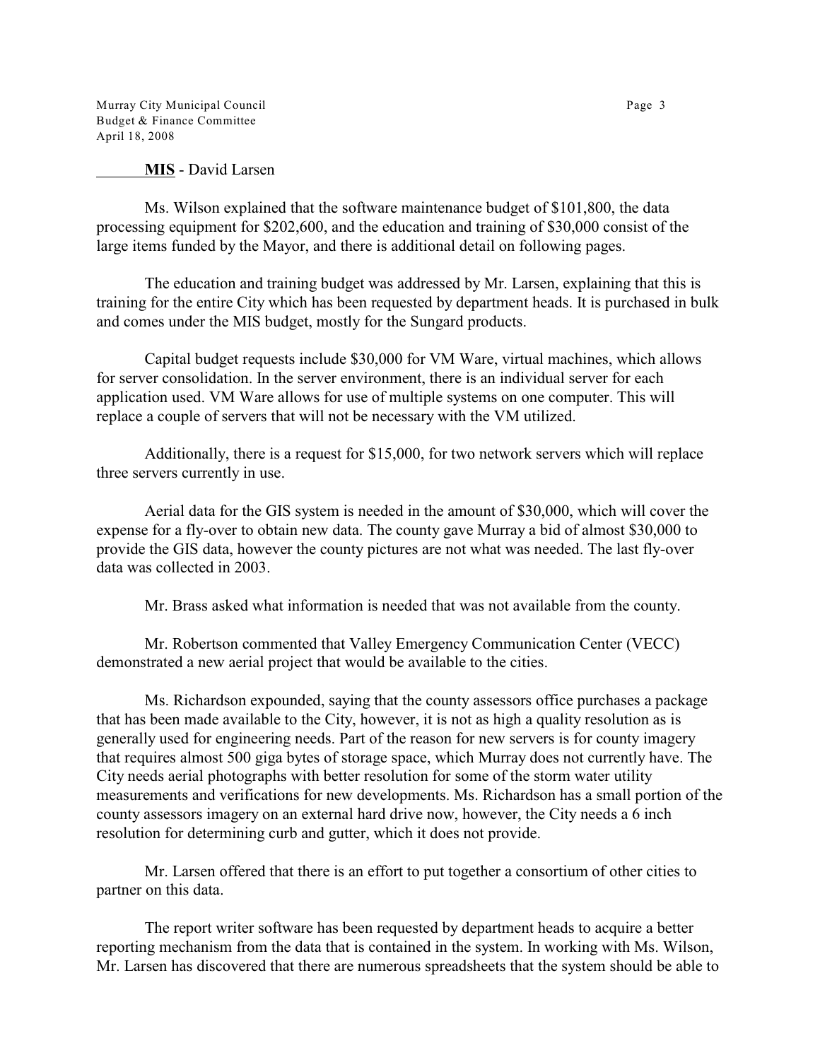**MIS** - David Larsen

Ms. Wilson explained that the software maintenance budget of $101,800, the data processing equipment for $202,600, and the education and training of $30,000 consist of the large items funded by the Mayor, and there is additional detail on following pages.

The education and training budget was addressed by Mr. Larsen, explaining that this is training for the entire City which has been requested by department heads. It is purchased in bulk and comes under the MIS budget, mostly for the Sungard products.

Capital budget requests include $30,000 for VM Ware, virtual machines, which allows for server consolidation. In the server environment, there is an individual server for each application used. VM Ware allows for use of multiple systems on one computer. This will replace a couple of servers that will not be necessary with the VM utilized.

Additionally, there is a request for $15,000, for two network servers which will replace three servers currently in use.

Aerial data for the GIS system is needed in the amount of $30,000, which will cover the expense for a fly-over to obtain new data. The county gave Murray a bid of almost $30,000 to provide the GIS data, however the county pictures are not what was needed. The last fly-over data was collected in 2003.

Mr. Brass asked what information is needed that was not available from the county.

Mr. Robertson commented that Valley Emergency Communication Center (VECC) demonstrated a new aerial project that would be available to the cities.

Ms. Richardson expounded, saying that the county assessors office purchases a package that has been made available to the City, however, it is not as high a quality resolution as is generally used for engineering needs. Part of the reason for new servers is for county imagery that requires almost 500 giga bytes of storage space, which Murray does not currently have. The City needs aerial photographs with better resolution for some of the storm water utility measurements and verifications for new developments. Ms. Richardson has a small portion of the county assessors imagery on an external hard drive now, however, the City needs a 6 inch resolution for determining curb and gutter, which it does not provide.

Mr. Larsen offered that there is an effort to put together a consortium of other cities to partner on this data.

The report writer software has been requested by department heads to acquire a better reporting mechanism from the data that is contained in the system. In working with Ms. Wilson, Mr. Larsen has discovered that there are numerous spreadsheets that the system should be able to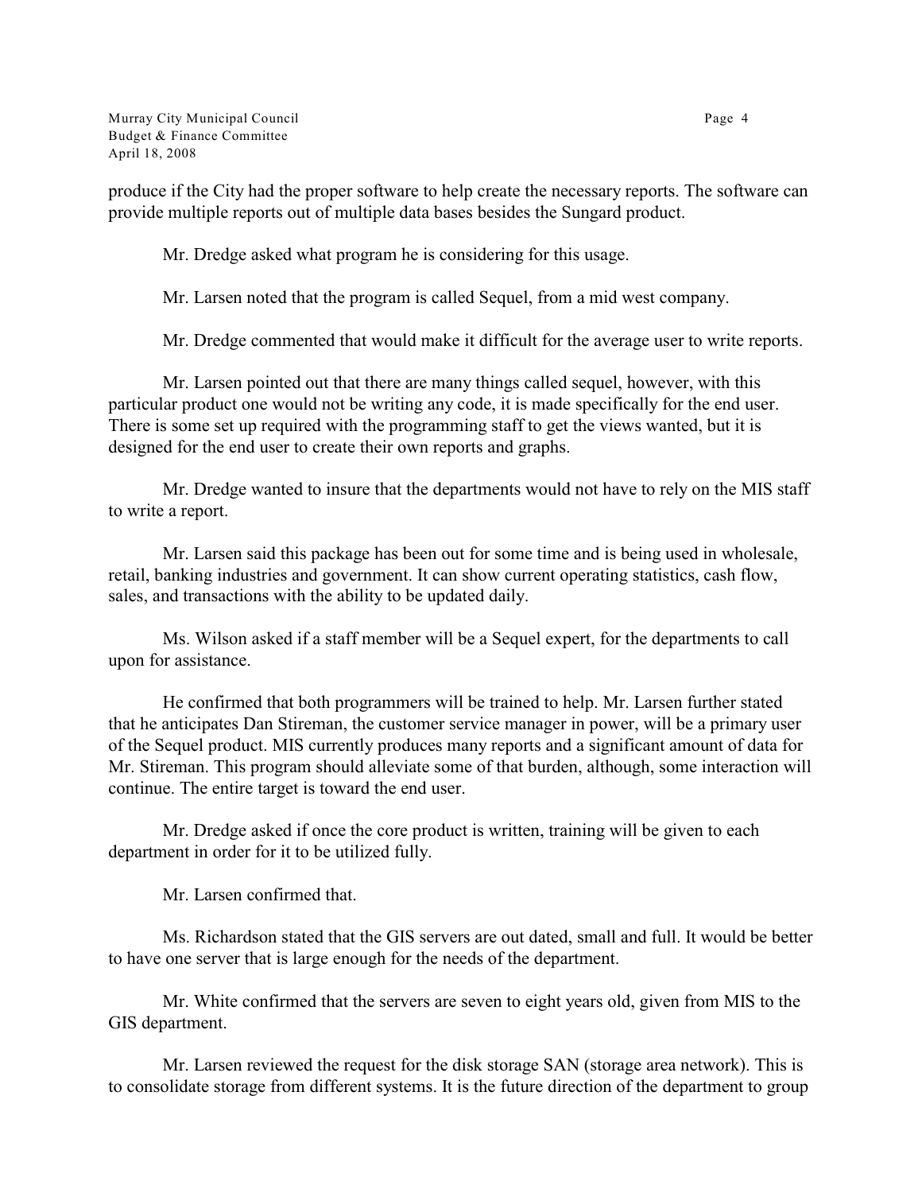produce if the City had the proper software to help create the necessary reports. The software can provide multiple reports out of multiple data bases besides the Sungard product.

Mr. Dredge asked what program he is considering for this usage.

Mr. Larsen noted that the program is called Sequel, from a mid west company.

Mr. Dredge commented that would make it difficult for the average user to write reports.

Mr. Larsen pointed out that there are many things called sequel, however, with this particular product one would not be writing any code, it is made specifically for the end user. There is some set up required with the programming staff to get the views wanted, but it is designed for the end user to create their own reports and graphs.

Mr. Dredge wanted to insure that the departments would not have to rely on the MIS staff to write a report.

Mr. Larsen said this package has been out for some time and is being used in wholesale, retail, banking industries and government. It can show current operating statistics, cash flow, sales, and transactions with the ability to be updated daily.

Ms. Wilson asked if a staff member will be a Sequel expert, for the departments to call upon for assistance.

He confirmed that both programmers will be trained to help. Mr. Larsen further stated that he anticipates Dan Stireman, the customer service manager in power, will be a primary user of the Sequel product. MIS currently produces many reports and a significant amount of data for Mr. Stireman. This program should alleviate some of that burden, although, some interaction will continue. The entire target is toward the end user.

Mr. Dredge asked if once the core product is written, training will be given to each department in order for it to be utilized fully.

Mr. Larsen confirmed that.

Ms. Richardson stated that the GIS servers are out dated, small and full. It would be better to have one server that is large enough for the needs of the department.

Mr. White confirmed that the servers are seven to eight years old, given from MIS to the GIS department.

Mr. Larsen reviewed the request for the disk storage SAN (storage area network). This is to consolidate storage from different systems. It is the future direction of the department to group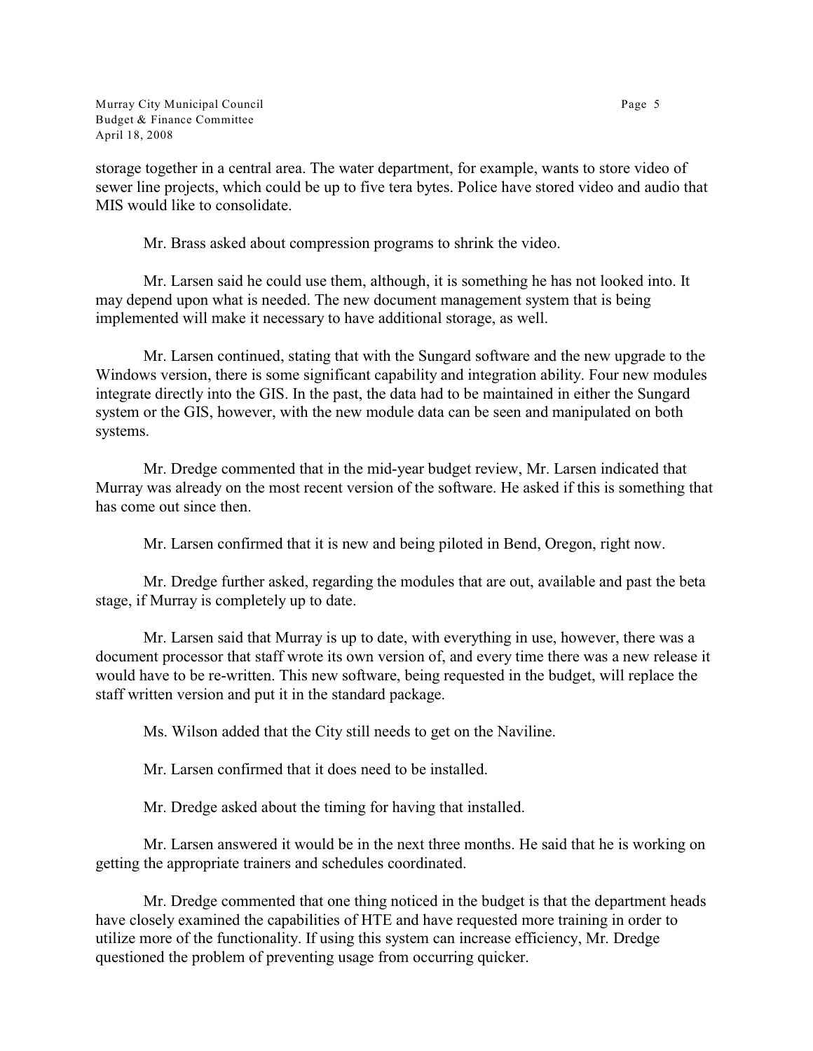storage together in a central area. The water department, for example, wants to store video of sewer line projects, which could be up to five tera bytes. Police have stored video and audio that MIS would like to consolidate.

Mr. Brass asked about compression programs to shrink the video.

Mr. Larsen said he could use them, although, it is something he has not looked into. It may depend upon what is needed. The new document management system that is being implemented will make it necessary to have additional storage, as well.

Mr. Larsen continued, stating that with the Sungard software and the new upgrade to the Windows version, there is some significant capability and integration ability. Four new modules integrate directly into the GIS. In the past, the data had to be maintained in either the Sungard system or the GIS, however, with the new module data can be seen and manipulated on both systems.

Mr. Dredge commented that in the mid-year budget review, Mr. Larsen indicated that Murray was already on the most recent version of the software. He asked if this is something that has come out since then.

Mr. Larsen confirmed that it is new and being piloted in Bend, Oregon, right now.

Mr. Dredge further asked, regarding the modules that are out, available and past the beta stage, if Murray is completely up to date.

Mr. Larsen said that Murray is up to date, with everything in use, however, there was a document processor that staff wrote its own version of, and every time there was a new release it would have to be re-written. This new software, being requested in the budget, will replace the staff written version and put it in the standard package.

Ms. Wilson added that the City still needs to get on the Naviline.

Mr. Larsen confirmed that it does need to be installed.

Mr. Dredge asked about the timing for having that installed.

Mr. Larsen answered it would be in the next three months. He said that he is working on getting the appropriate trainers and schedules coordinated.

Mr. Dredge commented that one thing noticed in the budget is that the department heads have closely examined the capabilities of HTE and have requested more training in order to utilize more of the functionality. If using this system can increase efficiency, Mr. Dredge questioned the problem of preventing usage from occurring quicker.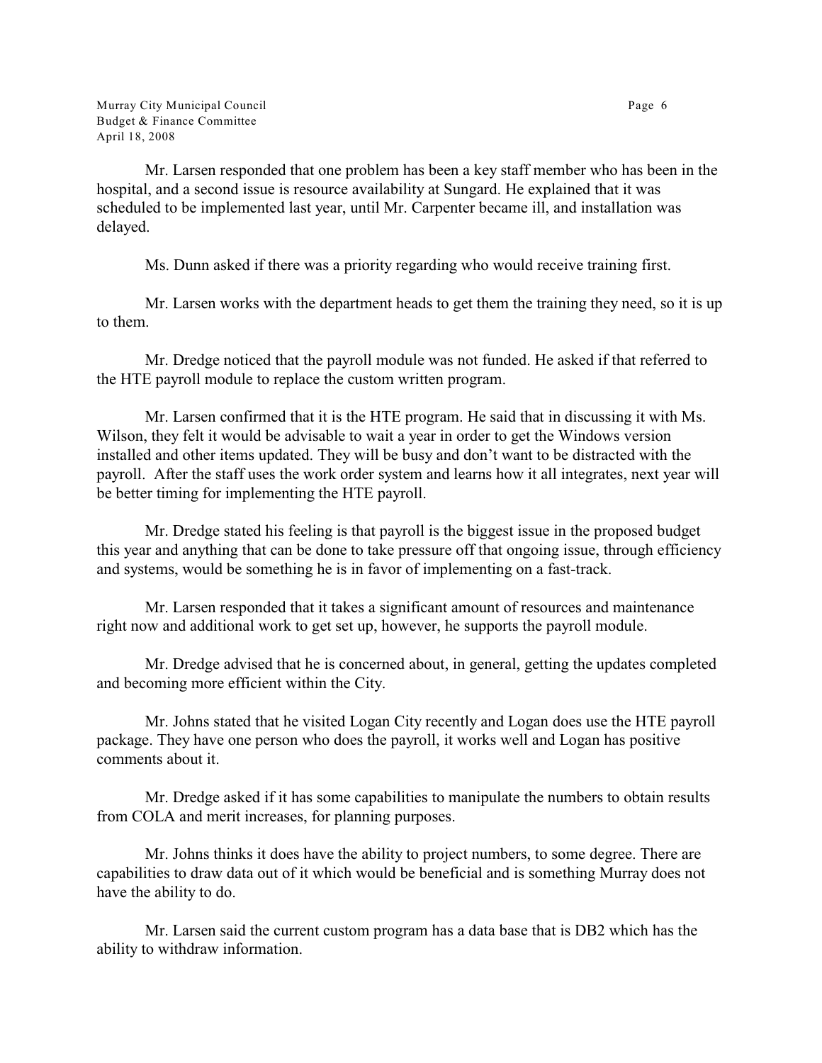Mr. Larsen responded that one problem has been a key staff member who has been in the hospital, and a second issue is resource availability at Sungard. He explained that it was scheduled to be implemented last year, until Mr. Carpenter became ill, and installation was delayed.

Ms. Dunn asked if there was a priority regarding who would receive training first.

Mr. Larsen works with the department heads to get them the training they need, so it is up to them.

Mr. Dredge noticed that the payroll module was not funded. He asked if that referred to the HTE payroll module to replace the custom written program.

Mr. Larsen confirmed that it is the HTE program. He said that in discussing it with Ms. Wilson, they felt it would be advisable to wait a year in order to get the Windows version installed and other items updated. They will be busy and don't want to be distracted with the payroll. After the staff uses the work order system and learns how it all integrates, next year will be better timing for implementing the HTE payroll.

Mr. Dredge stated his feeling is that payroll is the biggest issue in the proposed budget this year and anything that can be done to take pressure off that ongoing issue, through efficiency and systems, would be something he is in favor of implementing on a fast-track.

Mr. Larsen responded that it takes a significant amount of resources and maintenance right now and additional work to get set up, however, he supports the payroll module.

Mr. Dredge advised that he is concerned about, in general, getting the updates completed and becoming more efficient within the City.

Mr. Johns stated that he visited Logan City recently and Logan does use the HTE payroll package. They have one person who does the payroll, it works well and Logan has positive comments about it.

Mr. Dredge asked if it has some capabilities to manipulate the numbers to obtain results from COLA and merit increases, for planning purposes.

Mr. Johns thinks it does have the ability to project numbers, to some degree. There are capabilities to draw data out of it which would be beneficial and is something Murray does not have the ability to do.

Mr. Larsen said the current custom program has a data base that is DB2 which has the ability to withdraw information.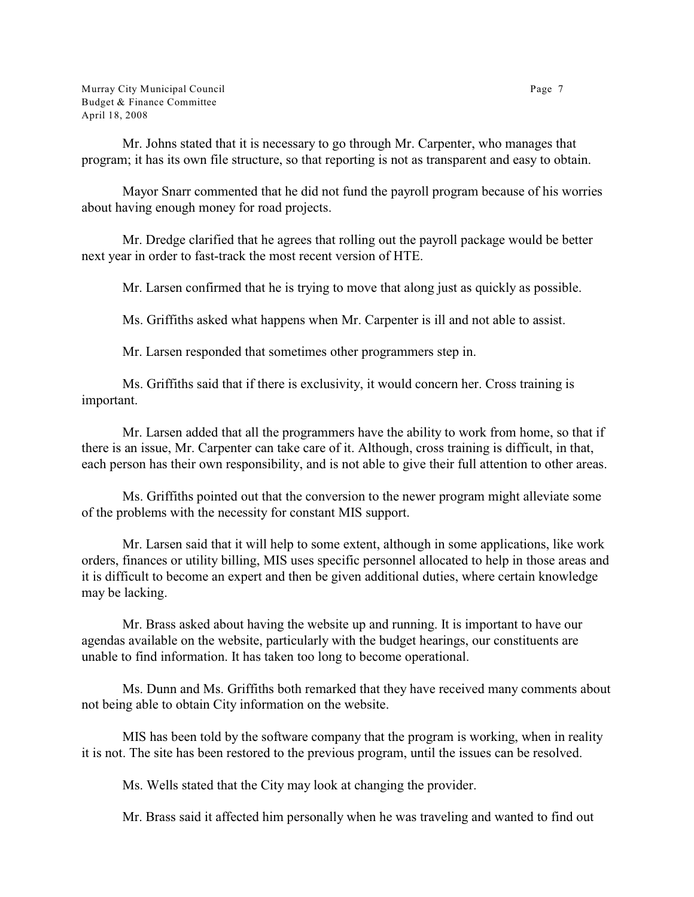Mr. Johns stated that it is necessary to go through Mr. Carpenter, who manages that program; it has its own file structure, so that reporting is not as transparent and easy to obtain.

Mayor Snarr commented that he did not fund the payroll program because of his worries about having enough money for road projects.

Mr. Dredge clarified that he agrees that rolling out the payroll package would be better next year in order to fast-track the most recent version of HTE.

Mr. Larsen confirmed that he is trying to move that along just as quickly as possible.

Ms. Griffiths asked what happens when Mr. Carpenter is ill and not able to assist.

Mr. Larsen responded that sometimes other programmers step in.

Ms. Griffiths said that if there is exclusivity, it would concern her. Cross training is important.

Mr. Larsen added that all the programmers have the ability to work from home, so that if there is an issue, Mr. Carpenter can take care of it. Although, cross training is difficult, in that, each person has their own responsibility, and is not able to give their full attention to other areas.

Ms. Griffiths pointed out that the conversion to the newer program might alleviate some of the problems with the necessity for constant MIS support.

Mr. Larsen said that it will help to some extent, although in some applications, like work orders, finances or utility billing, MIS uses specific personnel allocated to help in those areas and it is difficult to become an expert and then be given additional duties, where certain knowledge may be lacking.

Mr. Brass asked about having the website up and running. It is important to have our agendas available on the website, particularly with the budget hearings, our constituents are unable to find information. It has taken too long to become operational.

Ms. Dunn and Ms. Griffiths both remarked that they have received many comments about not being able to obtain City information on the website.

MIS has been told by the software company that the program is working, when in reality it is not. The site has been restored to the previous program, until the issues can be resolved.

Ms. Wells stated that the City may look at changing the provider.

Mr. Brass said it affected him personally when he was traveling and wanted to find out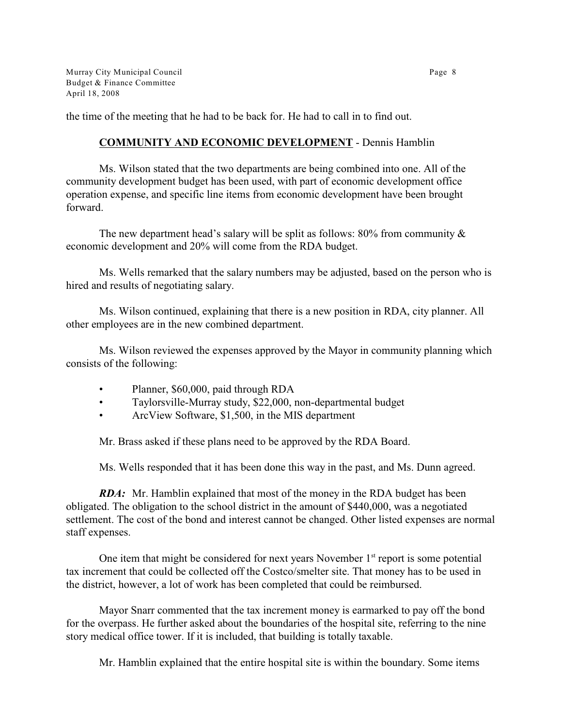the time of the meeting that he had to be back for. He had to call in to find out.

## **COMMUNITY AND ECONOMIC DEVELOPMENT** - Dennis Hamblin

Ms. Wilson stated that the two departments are being combined into one. All of the community development budget has been used, with part of economic development office operation expense, and specific line items from economic development have been brought forward.

The new department head's salary will be split as follows: 80% from community & economic development and 20% will come from the RDA budget.

Ms. Wells remarked that the salary numbers may be adjusted, based on the person who is hired and results of negotiating salary.

Ms. Wilson continued, explaining that there is a new position in RDA, city planner. All other employees are in the new combined department.

Ms. Wilson reviewed the expenses approved by the Mayor in community planning which consists of the following:

- Planner, $60,000, paid through RDA
- Taylorsville-Murray study, $22,000, non-departmental budget
- ArcView Software, $1,500, in the MIS department

Mr. Brass asked if these plans need to be approved by the RDA Board.

Ms. Wells responded that it has been done this way in the past, and Ms. Dunn agreed.

***RDA:*** Mr. Hamblin explained that most of the money in the RDA budget has been obligated. The obligation to the school district in the amount of $440,000, was a negotiated settlement. The cost of the bond and interest cannot be changed. Other listed expenses are normal staff expenses.

One item that might be considered for next years November 1st report is some potential tax increment that could be collected off the Costco/smelter site. That money has to be used in the district, however, a lot of work has been completed that could be reimbursed.

Mayor Snarr commented that the tax increment money is earmarked to pay off the bond for the overpass. He further asked about the boundaries of the hospital site, referring to the nine story medical office tower. If it is included, that building is totally taxable.

Mr. Hamblin explained that the entire hospital site is within the boundary. Some items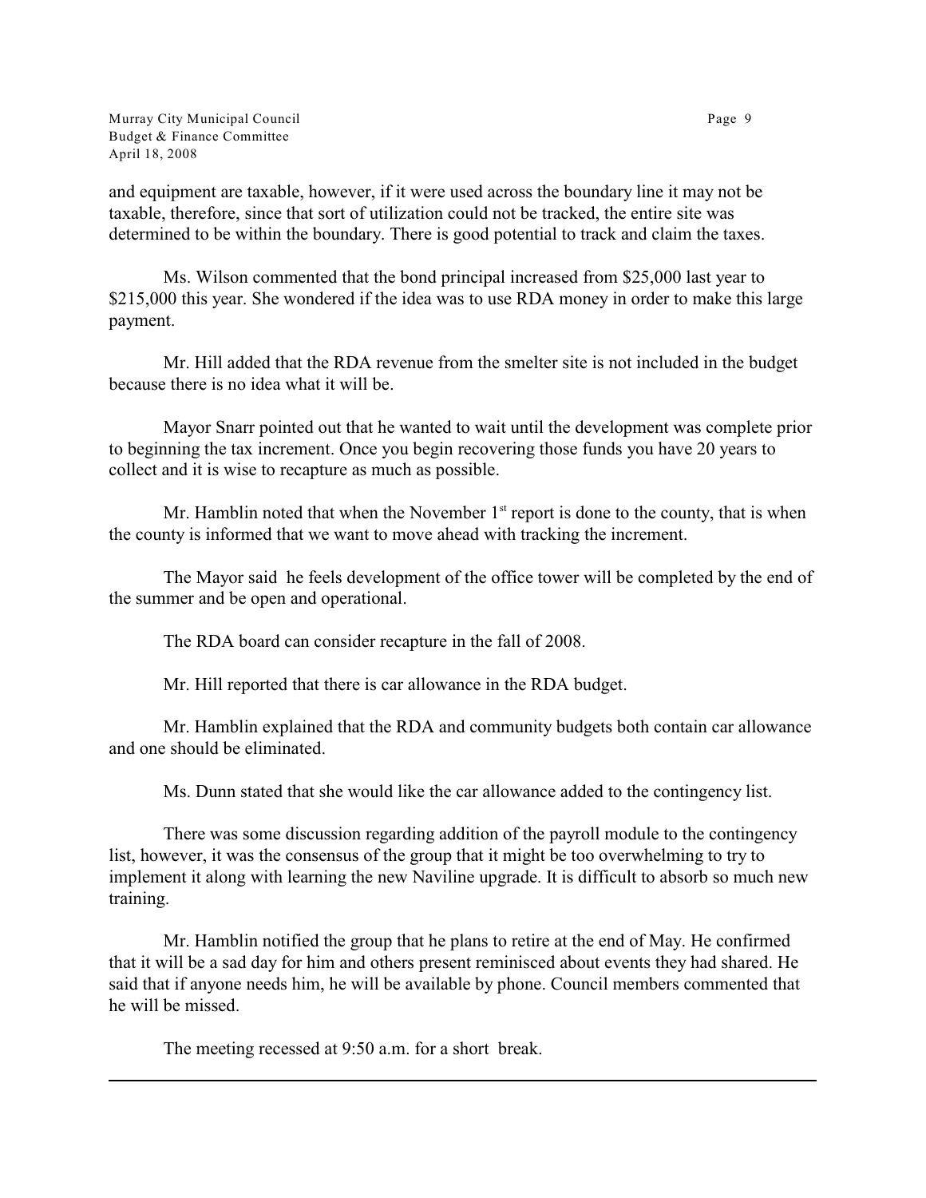and equipment are taxable, however, if it were used across the boundary line it may not be taxable, therefore, since that sort of utilization could not be tracked, the entire site was determined to be within the boundary. There is good potential to track and claim the taxes.

Ms. Wilson commented that the bond principal increased from $25,000 last year to $215,000 this year. She wondered if the idea was to use RDA money in order to make this large payment.

Mr. Hill added that the RDA revenue from the smelter site is not included in the budget because there is no idea what it will be.

Mayor Snarr pointed out that he wanted to wait until the development was complete prior to beginning the tax increment. Once you begin recovering those funds you have 20 years to collect and it is wise to recapture as much as possible.

Mr. Hamblin noted that when the November 1st report is done to the county, that is when the county is informed that we want to move ahead with tracking the increment.

The Mayor said he feels development of the office tower will be completed by the end of the summer and be open and operational.

The RDA board can consider recapture in the fall of 2008.

Mr. Hill reported that there is car allowance in the RDA budget.

Mr. Hamblin explained that the RDA and community budgets both contain car allowance and one should be eliminated.

Ms. Dunn stated that she would like the car allowance added to the contingency list.

There was some discussion regarding addition of the payroll module to the contingency list, however, it was the consensus of the group that it might be too overwhelming to try to implement it along with learning the new Naviline upgrade. It is difficult to absorb so much new training.

Mr. Hamblin notified the group that he plans to retire at the end of May. He confirmed that it will be a sad day for him and others present reminisced about events they had shared. He said that if anyone needs him, he will be available by phone. Council members commented that he will be missed.

The meeting recessed at 9:50 a.m. for a short break.

---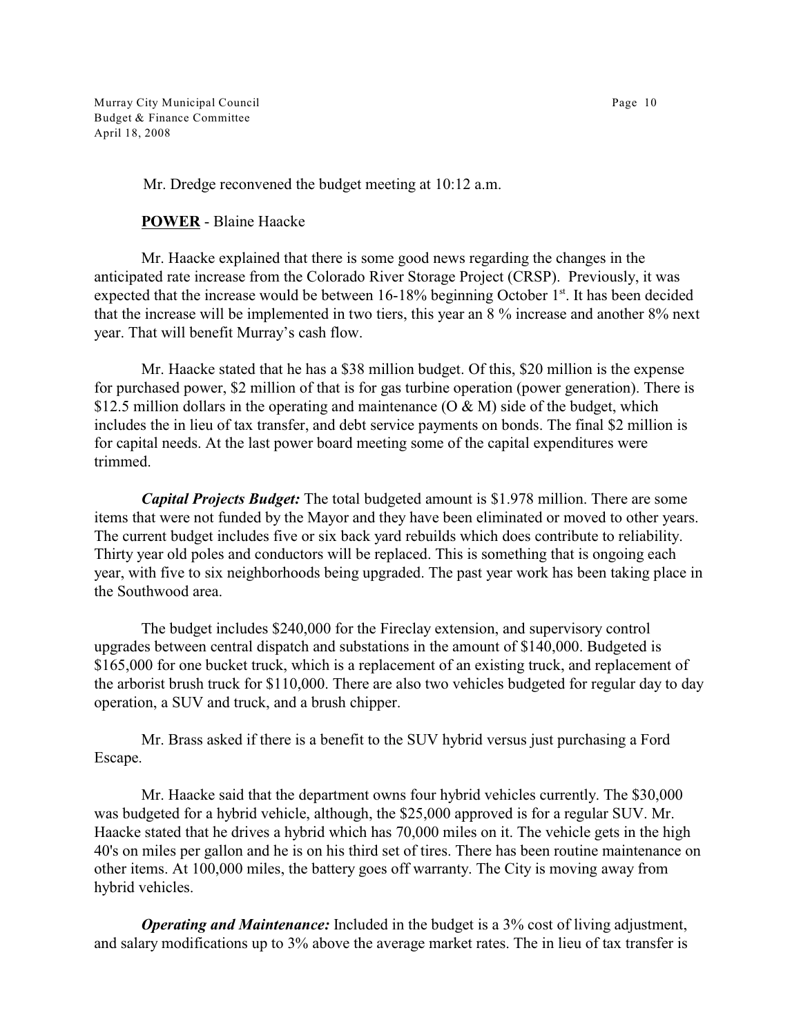Mr. Dredge reconvened the budget meeting at 10:12 a.m.

**POWER** - Blaine Haacke

Mr. Haacke explained that there is some good news regarding the changes in the anticipated rate increase from the Colorado River Storage Project (CRSP). Previously, it was expected that the increase would be between 16-18% beginning October 1st. It has been decided that the increase will be implemented in two tiers, this year an 8 % increase and another 8% next year. That will benefit Murray's cash flow.

Mr. Haacke stated that he has a $38 million budget. Of this, $20 million is the expense for purchased power, $2 million of that is for gas turbine operation (power generation). There is $12.5 million dollars in the operating and maintenance (O & M) side of the budget, which includes the in lieu of tax transfer, and debt service payments on bonds. The final $2 million is for capital needs. At the last power board meeting some of the capital expenditures were trimmed.

***Capital Projects Budget:*** The total budgeted amount is $1.978 million. There are some items that were not funded by the Mayor and they have been eliminated or moved to other years. The current budget includes five or six back yard rebuilds which does contribute to reliability. Thirty year old poles and conductors will be replaced. This is something that is ongoing each year, with five to six neighborhoods being upgraded. The past year work has been taking place in the Southwood area.

The budget includes $240,000 for the Fireclay extension, and supervisory control upgrades between central dispatch and substations in the amount of $140,000. Budgeted is $165,000 for one bucket truck, which is a replacement of an existing truck, and replacement of the arborist brush truck for $110,000. There are also two vehicles budgeted for regular day to day operation, a SUV and truck, and a brush chipper.

Mr. Brass asked if there is a benefit to the SUV hybrid versus just purchasing a Ford Escape.

Mr. Haacke said that the department owns four hybrid vehicles currently. The $30,000 was budgeted for a hybrid vehicle, although, the $25,000 approved is for a regular SUV. Mr. Haacke stated that he drives a hybrid which has 70,000 miles on it. The vehicle gets in the high 40's on miles per gallon and he is on his third set of tires. There has been routine maintenance on other items. At 100,000 miles, the battery goes off warranty. The City is moving away from hybrid vehicles.

***Operating and Maintenance:*** Included in the budget is a 3% cost of living adjustment, and salary modifications up to 3% above the average market rates. The in lieu of tax transfer is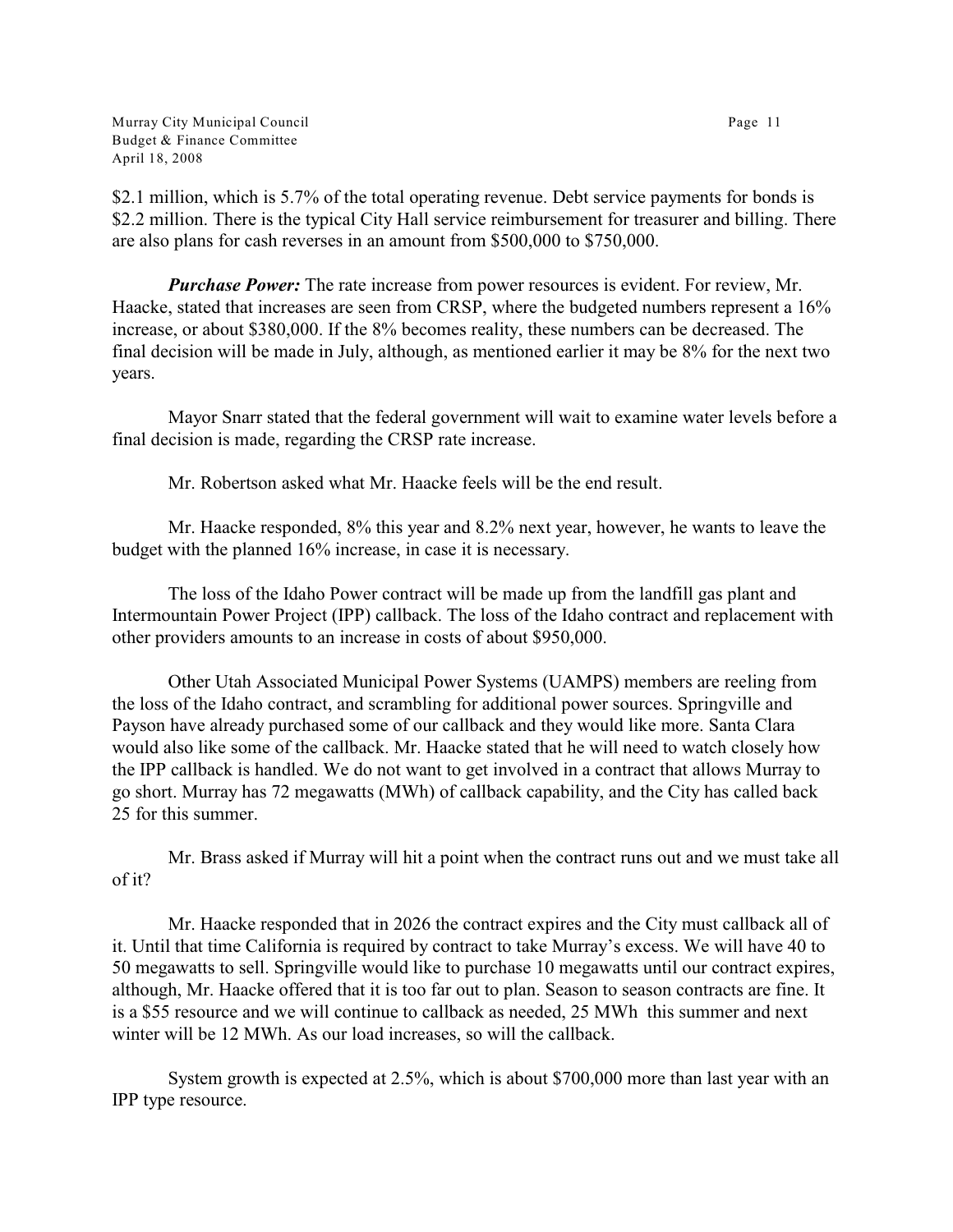$2.1 million, which is 5.7% of the total operating revenue. Debt service payments for bonds is $2.2 million. There is the typical City Hall service reimbursement for treasurer and billing. There are also plans for cash reverses in an amount from $500,000 to $750,000.

***Purchase Power:*** The rate increase from power resources is evident. For review, Mr. Haacke, stated that increases are seen from CRSP, where the budgeted numbers represent a 16% increase, or about $380,000. If the 8% becomes reality, these numbers can be decreased. The final decision will be made in July, although, as mentioned earlier it may be 8% for the next two years.

Mayor Snarr stated that the federal government will wait to examine water levels before a final decision is made, regarding the CRSP rate increase.

Mr. Robertson asked what Mr. Haacke feels will be the end result.

Mr. Haacke responded, 8% this year and 8.2% next year, however, he wants to leave the budget with the planned 16% increase, in case it is necessary.

The loss of the Idaho Power contract will be made up from the landfill gas plant and Intermountain Power Project (IPP) callback. The loss of the Idaho contract and replacement with other providers amounts to an increase in costs of about $950,000.

Other Utah Associated Municipal Power Systems (UAMPS) members are reeling from the loss of the Idaho contract, and scrambling for additional power sources. Springville and Payson have already purchased some of our callback and they would like more. Santa Clara would also like some of the callback. Mr. Haacke stated that he will need to watch closely how the IPP callback is handled. We do not want to get involved in a contract that allows Murray to go short. Murray has 72 megawatts (MWh) of callback capability, and the City has called back 25 for this summer.

Mr. Brass asked if Murray will hit a point when the contract runs out and we must take all of it?

Mr. Haacke responded that in 2026 the contract expires and the City must callback all of it. Until that time California is required by contract to take Murray's excess. We will have 40 to 50 megawatts to sell. Springville would like to purchase 10 megawatts until our contract expires, although, Mr. Haacke offered that it is too far out to plan. Season to season contracts are fine. It is a $55 resource and we will continue to callback as needed, 25 MWh this summer and next winter will be 12 MWh. As our load increases, so will the callback.

System growth is expected at 2.5%, which is about $700,000 more than last year with an IPP type resource.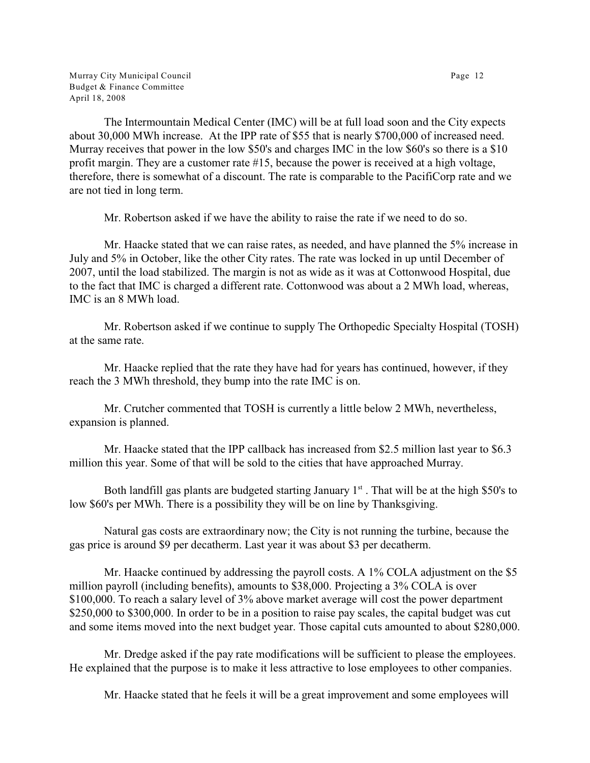The Intermountain Medical Center (IMC) will be at full load soon and the City expects about 30,000 MWh increase. At the IPP rate of $55 that is nearly $700,000 of increased need. Murray receives that power in the low $50's and charges IMC in the low $60's so there is a $10 profit margin. They are a customer rate #15, because the power is received at a high voltage, therefore, there is somewhat of a discount. The rate is comparable to the PacifiCorp rate and we are not tied in long term.

Mr. Robertson asked if we have the ability to raise the rate if we need to do so.

Mr. Haacke stated that we can raise rates, as needed, and have planned the 5% increase in July and 5% in October, like the other City rates. The rate was locked in up until December of 2007, until the load stabilized. The margin is not as wide as it was at Cottonwood Hospital, due to the fact that IMC is charged a different rate. Cottonwood was about a 2 MWh load, whereas, IMC is an 8 MWh load.

Mr. Robertson asked if we continue to supply The Orthopedic Specialty Hospital (TOSH) at the same rate.

Mr. Haacke replied that the rate they have had for years has continued, however, if they reach the 3 MWh threshold, they bump into the rate IMC is on.

Mr. Crutcher commented that TOSH is currently a little below 2 MWh, nevertheless, expansion is planned.

Mr. Haacke stated that the IPP callback has increased from $2.5 million last year to $6.3 million this year. Some of that will be sold to the cities that have approached Murray.

Both landfill gas plants are budgeted starting January 1st . That will be at the high $50's to low $60's per MWh. There is a possibility they will be on line by Thanksgiving.

Natural gas costs are extraordinary now; the City is not running the turbine, because the gas price is around $9 per decatherm. Last year it was about $3 per decatherm.

Mr. Haacke continued by addressing the payroll costs. A 1% COLA adjustment on the $5 million payroll (including benefits), amounts to $38,000. Projecting a 3% COLA is over $100,000. To reach a salary level of 3% above market average will cost the power department $250,000 to $300,000. In order to be in a position to raise pay scales, the capital budget was cut and some items moved into the next budget year. Those capital cuts amounted to about $280,000.

Mr. Dredge asked if the pay rate modifications will be sufficient to please the employees. He explained that the purpose is to make it less attractive to lose employees to other companies.

Mr. Haacke stated that he feels it will be a great improvement and some employees will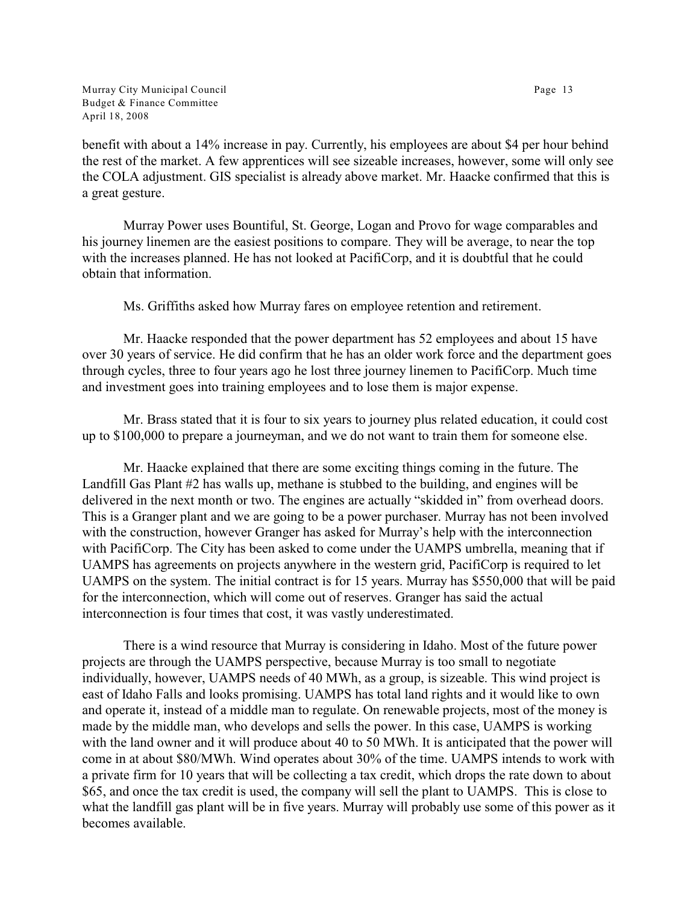benefit with about a 14% increase in pay. Currently, his employees are about $4 per hour behind the rest of the market. A few apprentices will see sizeable increases, however, some will only see the COLA adjustment. GIS specialist is already above market. Mr. Haacke confirmed that this is a great gesture.

Murray Power uses Bountiful, St. George, Logan and Provo for wage comparables and his journey linemen are the easiest positions to compare. They will be average, to near the top with the increases planned. He has not looked at PacifiCorp, and it is doubtful that he could obtain that information.

Ms. Griffiths asked how Murray fares on employee retention and retirement.

Mr. Haacke responded that the power department has 52 employees and about 15 have over 30 years of service. He did confirm that he has an older work force and the department goes through cycles, three to four years ago he lost three journey linemen to PacifiCorp. Much time and investment goes into training employees and to lose them is major expense.

Mr. Brass stated that it is four to six years to journey plus related education, it could cost up to $100,000 to prepare a journeyman, and we do not want to train them for someone else.

Mr. Haacke explained that there are some exciting things coming in the future. The Landfill Gas Plant #2 has walls up, methane is stubbed to the building, and engines will be delivered in the next month or two. The engines are actually "skidded in" from overhead doors. This is a Granger plant and we are going to be a power purchaser. Murray has not been involved with the construction, however Granger has asked for Murray's help with the interconnection with PacifiCorp. The City has been asked to come under the UAMPS umbrella, meaning that if UAMPS has agreements on projects anywhere in the western grid, PacifiCorp is required to let UAMPS on the system. The initial contract is for 15 years. Murray has $550,000 that will be paid for the interconnection, which will come out of reserves. Granger has said the actual interconnection is four times that cost, it was vastly underestimated.

There is a wind resource that Murray is considering in Idaho. Most of the future power projects are through the UAMPS perspective, because Murray is too small to negotiate individually, however, UAMPS needs of 40 MWh, as a group, is sizeable. This wind project is east of Idaho Falls and looks promising. UAMPS has total land rights and it would like to own and operate it, instead of a middle man to regulate. On renewable projects, most of the money is made by the middle man, who develops and sells the power. In this case, UAMPS is working with the land owner and it will produce about 40 to 50 MWh. It is anticipated that the power will come in at about $80/MWh. Wind operates about 30% of the time. UAMPS intends to work with a private firm for 10 years that will be collecting a tax credit, which drops the rate down to about $65, and once the tax credit is used, the company will sell the plant to UAMPS. This is close to what the landfill gas plant will be in five years. Murray will probably use some of this power as it becomes available.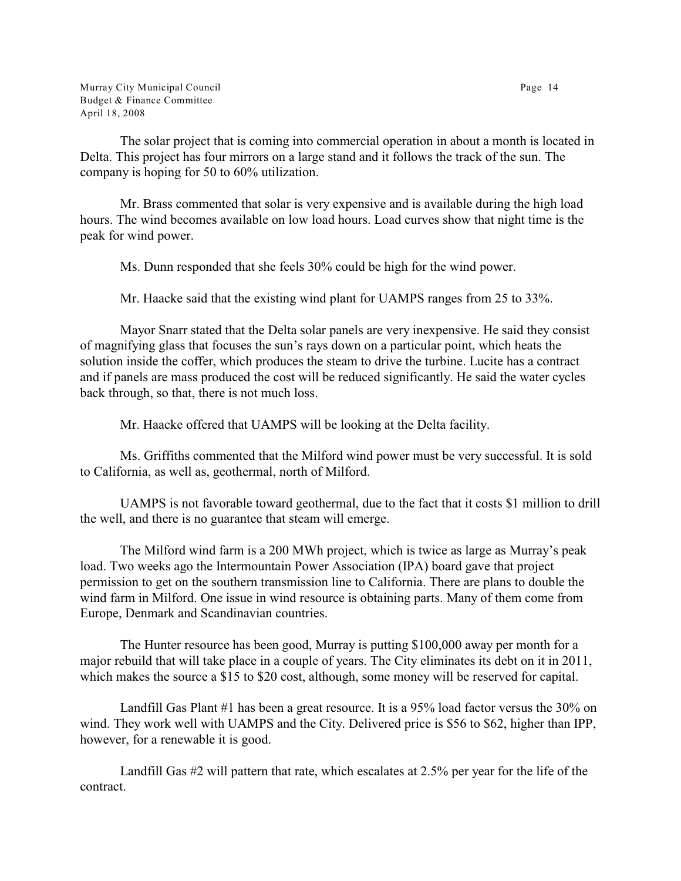The solar project that is coming into commercial operation in about a month is located in Delta. This project has four mirrors on a large stand and it follows the track of the sun. The company is hoping for 50 to 60% utilization.

Mr. Brass commented that solar is very expensive and is available during the high load hours. The wind becomes available on low load hours. Load curves show that night time is the peak for wind power.

Ms. Dunn responded that she feels 30% could be high for the wind power.

Mr. Haacke said that the existing wind plant for UAMPS ranges from 25 to 33%.

Mayor Snarr stated that the Delta solar panels are very inexpensive. He said they consist of magnifying glass that focuses the sun's rays down on a particular point, which heats the solution inside the coffer, which produces the steam to drive the turbine. Lucite has a contract and if panels are mass produced the cost will be reduced significantly. He said the water cycles back through, so that, there is not much loss.

Mr. Haacke offered that UAMPS will be looking at the Delta facility.

Ms. Griffiths commented that the Milford wind power must be very successful. It is sold to California, as well as, geothermal, north of Milford.

UAMPS is not favorable toward geothermal, due to the fact that it costs $1 million to drill the well, and there is no guarantee that steam will emerge.

The Milford wind farm is a 200 MWh project, which is twice as large as Murray's peak load. Two weeks ago the Intermountain Power Association (IPA) board gave that project permission to get on the southern transmission line to California. There are plans to double the wind farm in Milford. One issue in wind resource is obtaining parts. Many of them come from Europe, Denmark and Scandinavian countries.

The Hunter resource has been good, Murray is putting $100,000 away per month for a major rebuild that will take place in a couple of years. The City eliminates its debt on it in 2011, which makes the source a $15 to $20 cost, although, some money will be reserved for capital.

Landfill Gas Plant #1 has been a great resource. It is a 95% load factor versus the 30% on wind. They work well with UAMPS and the City. Delivered price is $56 to $62, higher than IPP, however, for a renewable it is good.

Landfill Gas #2 will pattern that rate, which escalates at 2.5% per year for the life of the contract.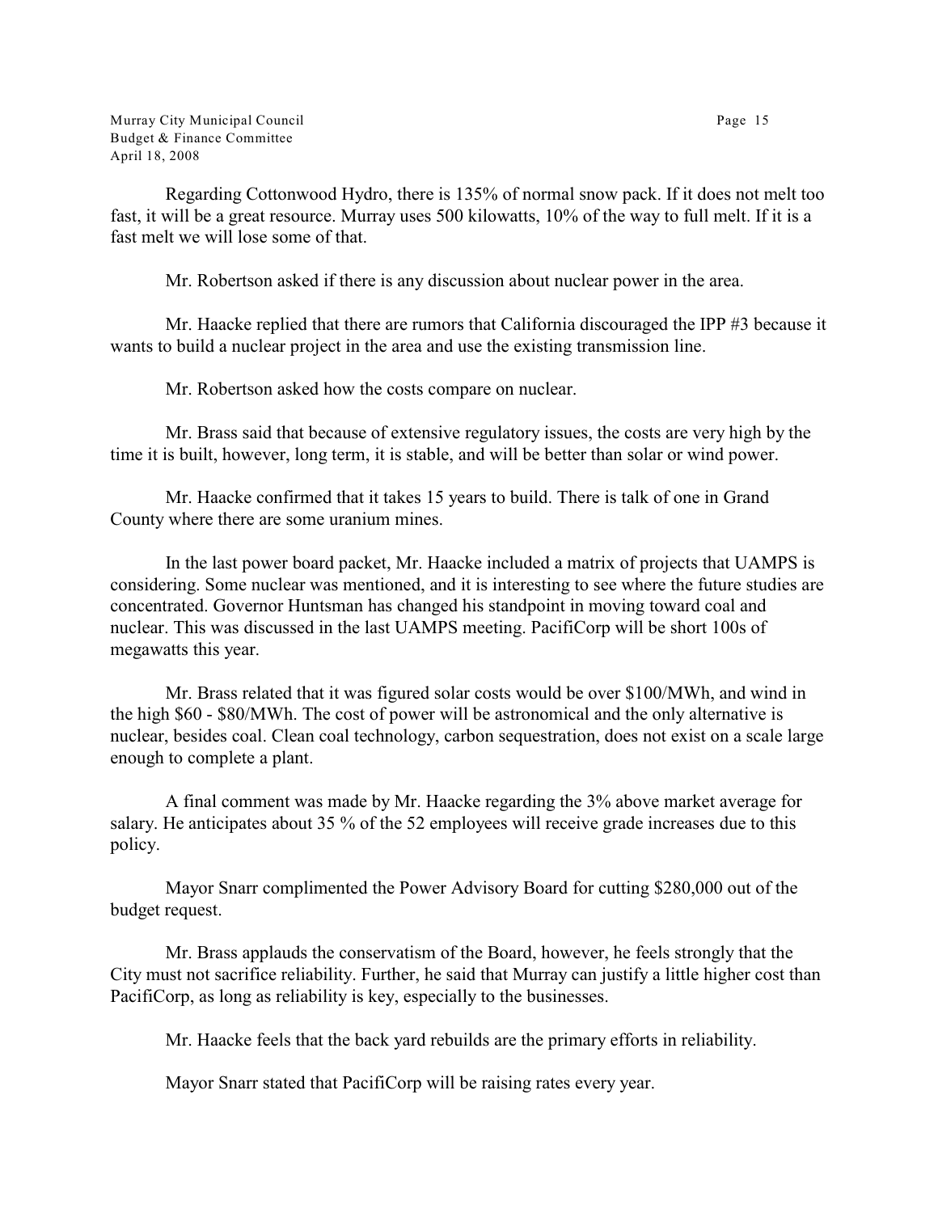Regarding Cottonwood Hydro, there is 135% of normal snow pack. If it does not melt too fast, it will be a great resource. Murray uses 500 kilowatts, 10% of the way to full melt. If it is a fast melt we will lose some of that.

Mr. Robertson asked if there is any discussion about nuclear power in the area.

Mr. Haacke replied that there are rumors that California discouraged the IPP #3 because it wants to build a nuclear project in the area and use the existing transmission line.

Mr. Robertson asked how the costs compare on nuclear.

Mr. Brass said that because of extensive regulatory issues, the costs are very high by the time it is built, however, long term, it is stable, and will be better than solar or wind power.

Mr. Haacke confirmed that it takes 15 years to build. There is talk of one in Grand County where there are some uranium mines.

In the last power board packet, Mr. Haacke included a matrix of projects that UAMPS is considering. Some nuclear was mentioned, and it is interesting to see where the future studies are concentrated. Governor Huntsman has changed his standpoint in moving toward coal and nuclear. This was discussed in the last UAMPS meeting. PacifiCorp will be short 100s of megawatts this year.

Mr. Brass related that it was figured solar costs would be over $100/MWh, and wind in the high $60 - $80/MWh. The cost of power will be astronomical and the only alternative is nuclear, besides coal. Clean coal technology, carbon sequestration, does not exist on a scale large enough to complete a plant.

A final comment was made by Mr. Haacke regarding the 3% above market average for salary. He anticipates about 35 % of the 52 employees will receive grade increases due to this policy.

Mayor Snarr complimented the Power Advisory Board for cutting $280,000 out of the budget request.

Mr. Brass applauds the conservatism of the Board, however, he feels strongly that the City must not sacrifice reliability. Further, he said that Murray can justify a little higher cost than PacifiCorp, as long as reliability is key, especially to the businesses.

Mr. Haacke feels that the back yard rebuilds are the primary efforts in reliability.

Mayor Snarr stated that PacifiCorp will be raising rates every year.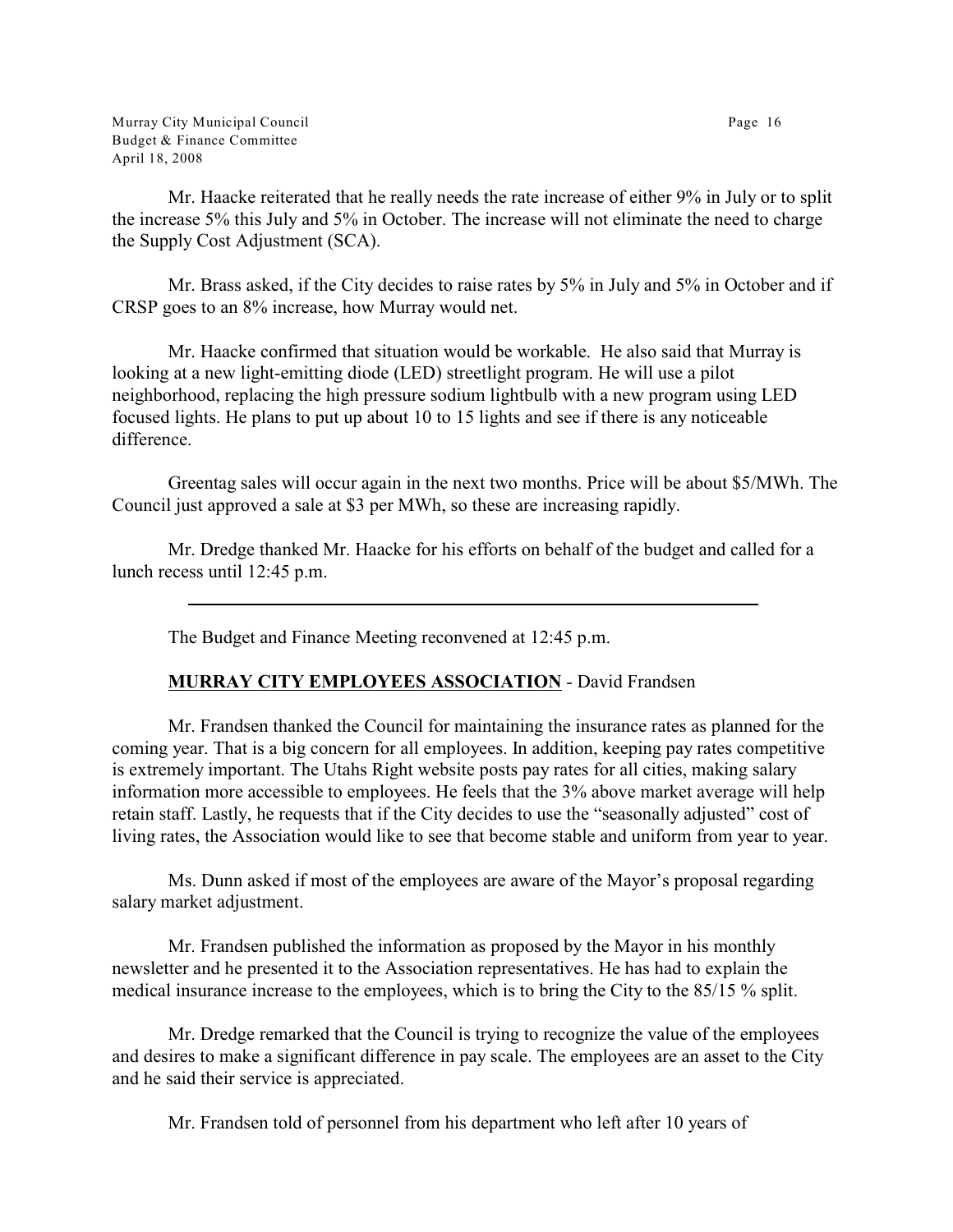Mr. Haacke reiterated that he really needs the rate increase of either 9% in July or to split the increase 5% this July and 5% in October. The increase will not eliminate the need to charge the Supply Cost Adjustment (SCA).

Mr. Brass asked, if the City decides to raise rates by 5% in July and 5% in October and if CRSP goes to an 8% increase, how Murray would net.

Mr. Haacke confirmed that situation would be workable. He also said that Murray is looking at a new light-emitting diode (LED) streetlight program. He will use a pilot neighborhood, replacing the high pressure sodium lightbulb with a new program using LED focused lights. He plans to put up about 10 to 15 lights and see if there is any noticeable difference.

Greentag sales will occur again in the next two months. Price will be about $5/MWh. The Council just approved a sale at $3 per MWh, so these are increasing rapidly.

Mr. Dredge thanked Mr. Haacke for his efforts on behalf of the budget and called for a lunch recess until 12:45 p.m.

---

The Budget and Finance Meeting reconvened at 12:45 p.m.

**MURRAY CITY EMPLOYEES ASSOCIATION** - David Frandsen

Mr. Frandsen thanked the Council for maintaining the insurance rates as planned for the coming year. That is a big concern for all employees. In addition, keeping pay rates competitive is extremely important. The Utahs Right website posts pay rates for all cities, making salary information more accessible to employees. He feels that the 3% above market average will help retain staff. Lastly, he requests that if the City decides to use the "seasonally adjusted" cost of living rates, the Association would like to see that become stable and uniform from year to year.

Ms. Dunn asked if most of the employees are aware of the Mayor's proposal regarding salary market adjustment.

Mr. Frandsen published the information as proposed by the Mayor in his monthly newsletter and he presented it to the Association representatives. He has had to explain the medical insurance increase to the employees, which is to bring the City to the 85/15 % split.

Mr. Dredge remarked that the Council is trying to recognize the value of the employees and desires to make a significant difference in pay scale. The employees are an asset to the City and he said their service is appreciated.

Mr. Frandsen told of personnel from his department who left after 10 years of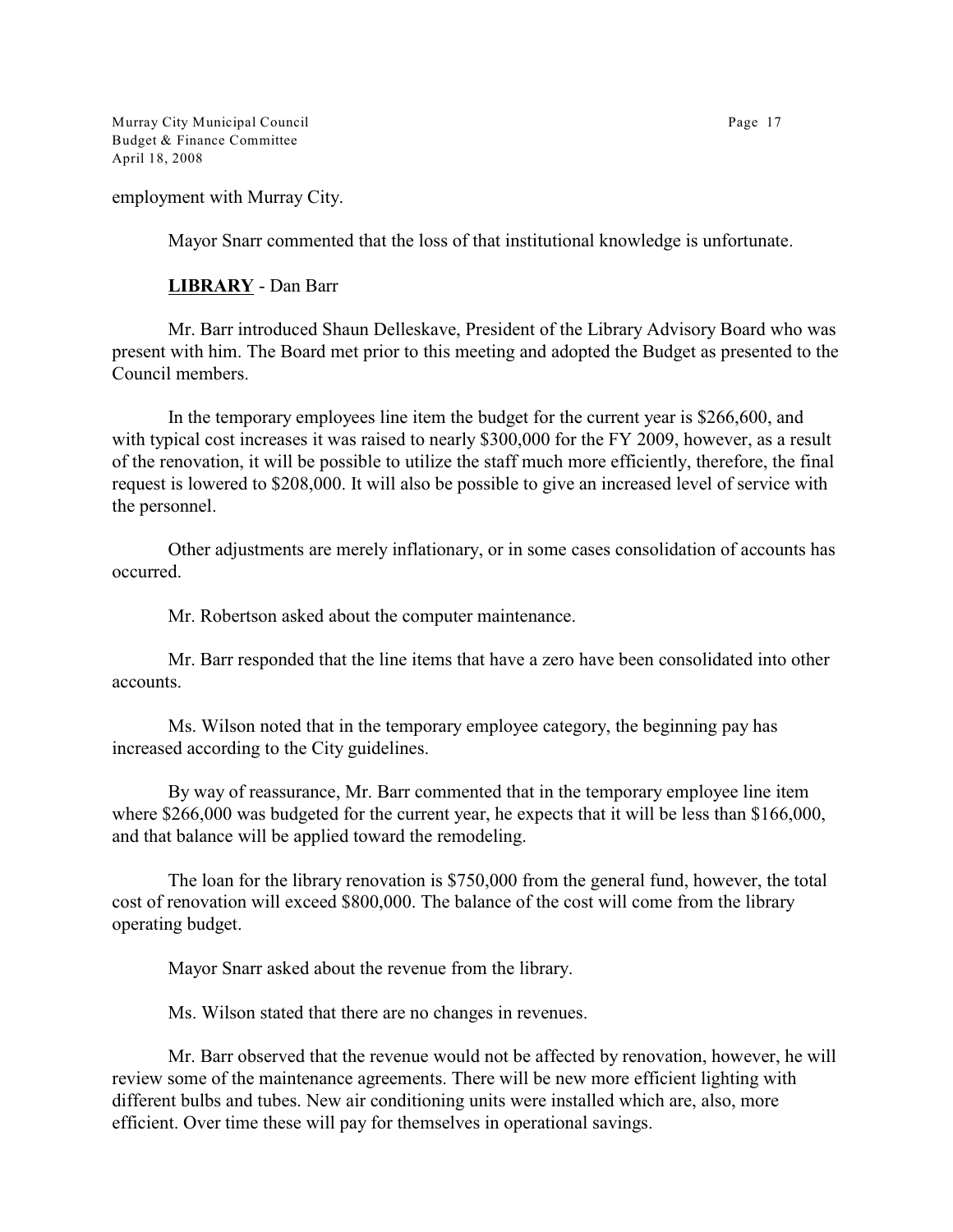employment with Murray City.

Mayor Snarr commented that the loss of that institutional knowledge is unfortunate.

**<u>LIBRARY</u>** - Dan Barr

Mr. Barr introduced Shaun Delleskave, President of the Library Advisory Board who was present with him. The Board met prior to this meeting and adopted the Budget as presented to the Council members.

In the temporary employees line item the budget for the current year is $266,600, and with typical cost increases it was raised to nearly $300,000 for the FY 2009, however, as a result of the renovation, it will be possible to utilize the staff much more efficiently, therefore, the final request is lowered to $208,000. It will also be possible to give an increased level of service with the personnel.

Other adjustments are merely inflationary, or in some cases consolidation of accounts has occurred.

Mr. Robertson asked about the computer maintenance.

Mr. Barr responded that the line items that have a zero have been consolidated into other accounts.

Ms. Wilson noted that in the temporary employee category, the beginning pay has increased according to the City guidelines.

By way of reassurance, Mr. Barr commented that in the temporary employee line item where $266,000 was budgeted for the current year, he expects that it will be less than $166,000, and that balance will be applied toward the remodeling.

The loan for the library renovation is $750,000 from the general fund, however, the total cost of renovation will exceed $800,000. The balance of the cost will come from the library operating budget.

Mayor Snarr asked about the revenue from the library.

Ms. Wilson stated that there are no changes in revenues.

Mr. Barr observed that the revenue would not be affected by renovation, however, he will review some of the maintenance agreements. There will be new more efficient lighting with different bulbs and tubes. New air conditioning units were installed which are, also, more efficient. Over time these will pay for themselves in operational savings.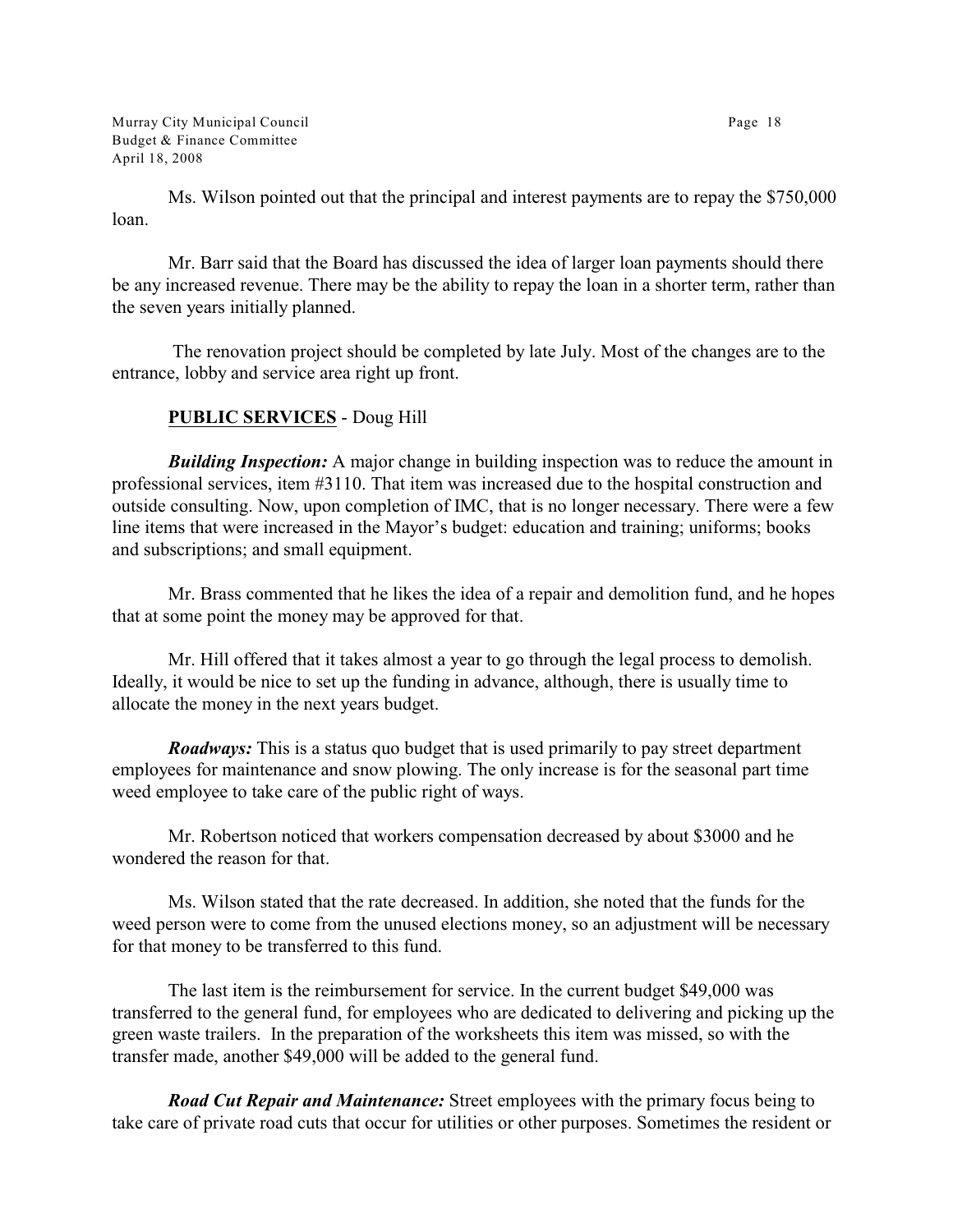Ms. Wilson pointed out that the principal and interest payments are to repay the $750,000 loan.

Mr. Barr said that the Board has discussed the idea of larger loan payments should there be any increased revenue. There may be the ability to repay the loan in a shorter term, rather than the seven years initially planned.

The renovation project should be completed by late July. Most of the changes are to the entrance, lobby and service area right up front.

**PUBLIC SERVICES** - Doug Hill

***Building Inspection:*** A major change in building inspection was to reduce the amount in professional services, item #3110. That item was increased due to the hospital construction and outside consulting. Now, upon completion of IMC, that is no longer necessary. There were a few line items that were increased in the Mayor's budget: education and training; uniforms; books and subscriptions; and small equipment.

Mr. Brass commented that he likes the idea of a repair and demolition fund, and he hopes that at some point the money may be approved for that.

Mr. Hill offered that it takes almost a year to go through the legal process to demolish. Ideally, it would be nice to set up the funding in advance, although, there is usually time to allocate the money in the next years budget.

***Roadways:*** This is a status quo budget that is used primarily to pay street department employees for maintenance and snow plowing. The only increase is for the seasonal part time weed employee to take care of the public right of ways.

Mr. Robertson noticed that workers compensation decreased by about $3000 and he wondered the reason for that.

Ms. Wilson stated that the rate decreased. In addition, she noted that the funds for the weed person were to come from the unused elections money, so an adjustment will be necessary for that money to be transferred to this fund.

The last item is the reimbursement for service. In the current budget $49,000 was transferred to the general fund, for employees who are dedicated to delivering and picking up the green waste trailers. In the preparation of the worksheets this item was missed, so with the transfer made, another $49,000 will be added to the general fund.

***Road Cut Repair and Maintenance:*** Street employees with the primary focus being to take care of private road cuts that occur for utilities or other purposes. Sometimes the resident or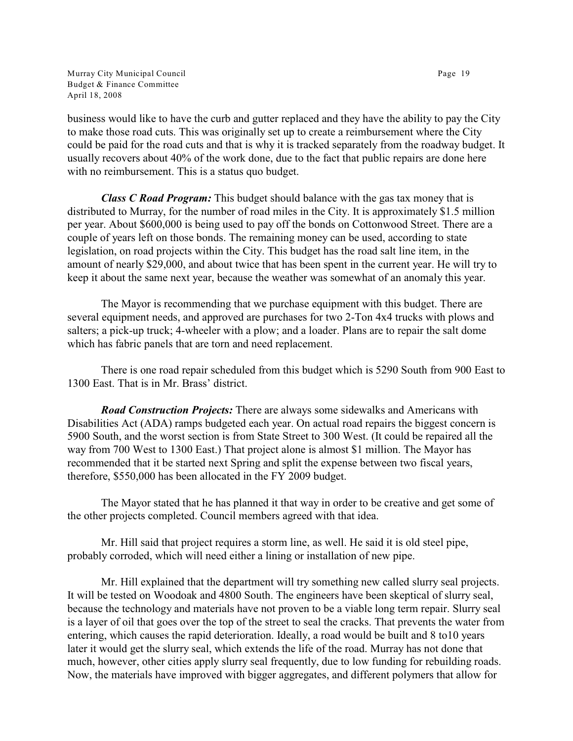business would like to have the curb and gutter replaced and they have the ability to pay the City to make those road cuts. This was originally set up to create a reimbursement where the City could be paid for the road cuts and that is why it is tracked separately from the roadway budget. It usually recovers about 40% of the work done, due to the fact that public repairs are done here with no reimbursement. This is a status quo budget.

***Class C Road Program:*** This budget should balance with the gas tax money that is distributed to Murray, for the number of road miles in the City. It is approximately $1.5 million per year. About $600,000 is being used to pay off the bonds on Cottonwood Street. There are a couple of years left on those bonds. The remaining money can be used, according to state legislation, on road projects within the City. This budget has the road salt line item, in the amount of nearly $29,000, and about twice that has been spent in the current year. He will try to keep it about the same next year, because the weather was somewhat of an anomaly this year.

The Mayor is recommending that we purchase equipment with this budget. There are several equipment needs, and approved are purchases for two 2-Ton 4x4 trucks with plows and salters; a pick-up truck; 4-wheeler with a plow; and a loader. Plans are to repair the salt dome which has fabric panels that are torn and need replacement.

There is one road repair scheduled from this budget which is 5290 South from 900 East to 1300 East. That is in Mr. Brass' district.

***Road Construction Projects:*** There are always some sidewalks and Americans with Disabilities Act (ADA) ramps budgeted each year. On actual road repairs the biggest concern is 5900 South, and the worst section is from State Street to 300 West. (It could be repaired all the way from 700 West to 1300 East.) That project alone is almost $1 million. The Mayor has recommended that it be started next Spring and split the expense between two fiscal years, therefore, $550,000 has been allocated in the FY 2009 budget.

The Mayor stated that he has planned it that way in order to be creative and get some of the other projects completed. Council members agreed with that idea.

Mr. Hill said that project requires a storm line, as well. He said it is old steel pipe, probably corroded, which will need either a lining or installation of new pipe.

Mr. Hill explained that the department will try something new called slurry seal projects. It will be tested on Woodoak and 4800 South. The engineers have been skeptical of slurry seal, because the technology and materials have not proven to be a viable long term repair. Slurry seal is a layer of oil that goes over the top of the street to seal the cracks. That prevents the water from entering, which causes the rapid deterioration. Ideally, a road would be built and 8 to10 years later it would get the slurry seal, which extends the life of the road. Murray has not done that much, however, other cities apply slurry seal frequently, due to low funding for rebuilding roads. Now, the materials have improved with bigger aggregates, and different polymers that allow for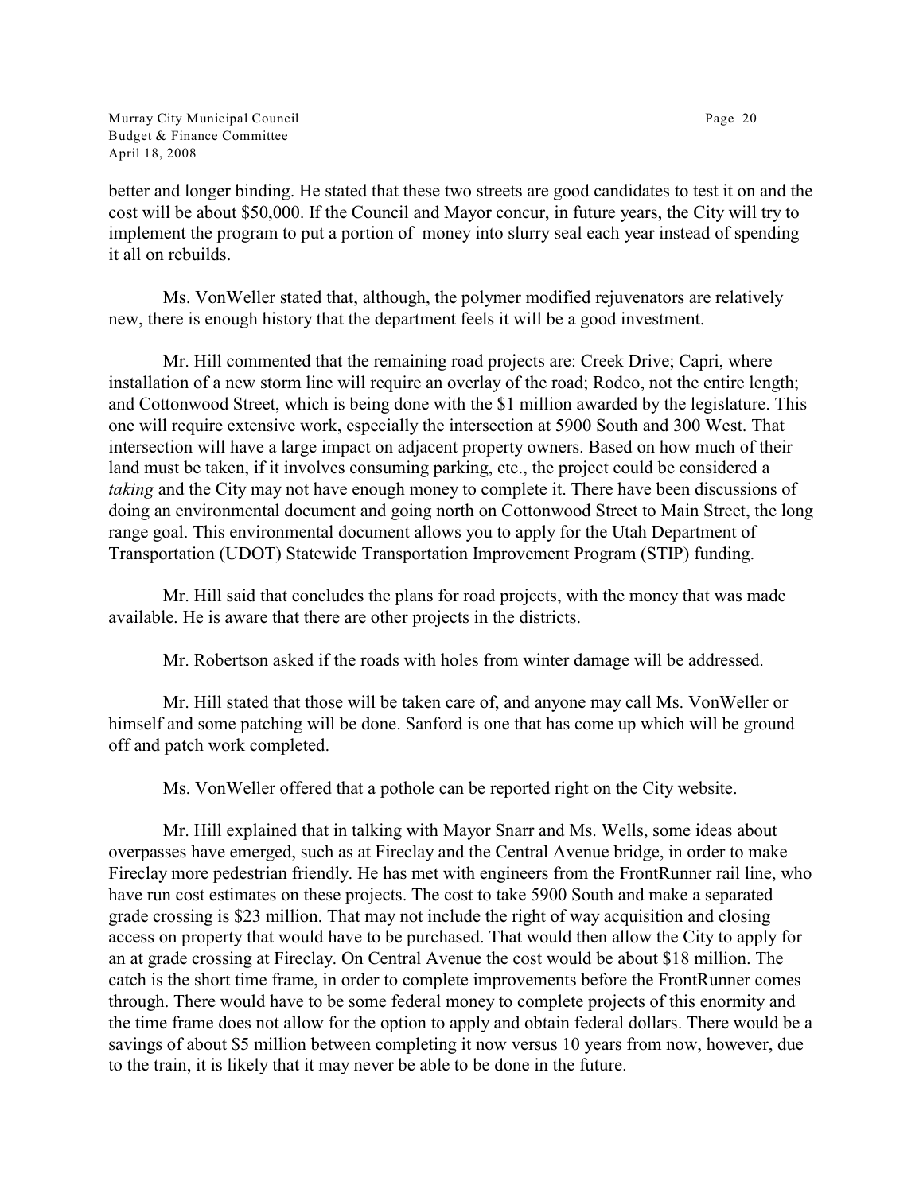better and longer binding. He stated that these two streets are good candidates to test it on and the cost will be about $50,000. If the Council and Mayor concur, in future years, the City will try to implement the program to put a portion of money into slurry seal each year instead of spending it all on rebuilds.

Ms. VonWeller stated that, although, the polymer modified rejuvenators are relatively new, there is enough history that the department feels it will be a good investment.

Mr. Hill commented that the remaining road projects are: Creek Drive; Capri, where installation of a new storm line will require an overlay of the road; Rodeo, not the entire length; and Cottonwood Street, which is being done with the $1 million awarded by the legislature. This one will require extensive work, especially the intersection at 5900 South and 300 West. That intersection will have a large impact on adjacent property owners. Based on how much of their land must be taken, if it involves consuming parking, etc., the project could be considered a *taking* and the City may not have enough money to complete it. There have been discussions of doing an environmental document and going north on Cottonwood Street to Main Street, the long range goal. This environmental document allows you to apply for the Utah Department of Transportation (UDOT) Statewide Transportation Improvement Program (STIP) funding.

Mr. Hill said that concludes the plans for road projects, with the money that was made available. He is aware that there are other projects in the districts.

Mr. Robertson asked if the roads with holes from winter damage will be addressed.

Mr. Hill stated that those will be taken care of, and anyone may call Ms. VonWeller or himself and some patching will be done. Sanford is one that has come up which will be ground off and patch work completed.

Ms. VonWeller offered that a pothole can be reported right on the City website.

Mr. Hill explained that in talking with Mayor Snarr and Ms. Wells, some ideas about overpasses have emerged, such as at Fireclay and the Central Avenue bridge, in order to make Fireclay more pedestrian friendly. He has met with engineers from the FrontRunner rail line, who have run cost estimates on these projects. The cost to take 5900 South and make a separated grade crossing is $23 million. That may not include the right of way acquisition and closing access on property that would have to be purchased. That would then allow the City to apply for an at grade crossing at Fireclay. On Central Avenue the cost would be about $18 million. The catch is the short time frame, in order to complete improvements before the FrontRunner comes through. There would have to be some federal money to complete projects of this enormity and the time frame does not allow for the option to apply and obtain federal dollars. There would be a savings of about $5 million between completing it now versus 10 years from now, however, due to the train, it is likely that it may never be able to be done in the future.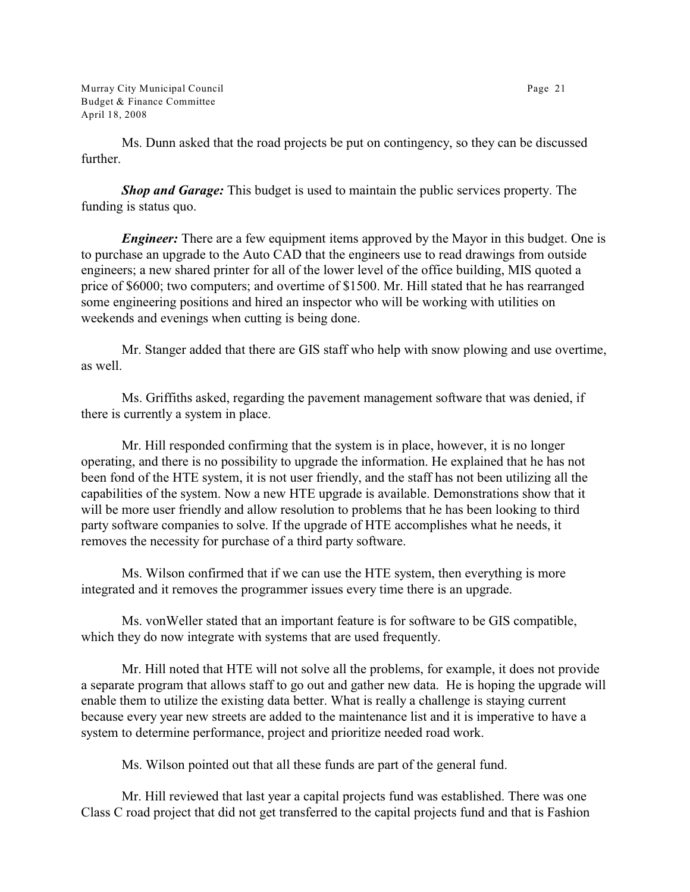Ms. Dunn asked that the road projects be put on contingency, so they can be discussed further.

***Shop and Garage:*** This budget is used to maintain the public services property. The funding is status quo.

***Engineer:*** There are a few equipment items approved by the Mayor in this budget. One is to purchase an upgrade to the Auto CAD that the engineers use to read drawings from outside engineers; a new shared printer for all of the lower level of the office building, MIS quoted a price of $6000; two computers; and overtime of $1500. Mr. Hill stated that he has rearranged some engineering positions and hired an inspector who will be working with utilities on weekends and evenings when cutting is being done.

Mr. Stanger added that there are GIS staff who help with snow plowing and use overtime, as well.

Ms. Griffiths asked, regarding the pavement management software that was denied, if there is currently a system in place.

Mr. Hill responded confirming that the system is in place, however, it is no longer operating, and there is no possibility to upgrade the information. He explained that he has not been fond of the HTE system, it is not user friendly, and the staff has not been utilizing all the capabilities of the system. Now a new HTE upgrade is available. Demonstrations show that it will be more user friendly and allow resolution to problems that he has been looking to third party software companies to solve. If the upgrade of HTE accomplishes what he needs, it removes the necessity for purchase of a third party software.

Ms. Wilson confirmed that if we can use the HTE system, then everything is more integrated and it removes the programmer issues every time there is an upgrade.

Ms. vonWeller stated that an important feature is for software to be GIS compatible, which they do now integrate with systems that are used frequently.

Mr. Hill noted that HTE will not solve all the problems, for example, it does not provide a separate program that allows staff to go out and gather new data. He is hoping the upgrade will enable them to utilize the existing data better. What is really a challenge is staying current because every year new streets are added to the maintenance list and it is imperative to have a system to determine performance, project and prioritize needed road work.

Ms. Wilson pointed out that all these funds are part of the general fund.

Mr. Hill reviewed that last year a capital projects fund was established. There was one Class C road project that did not get transferred to the capital projects fund and that is Fashion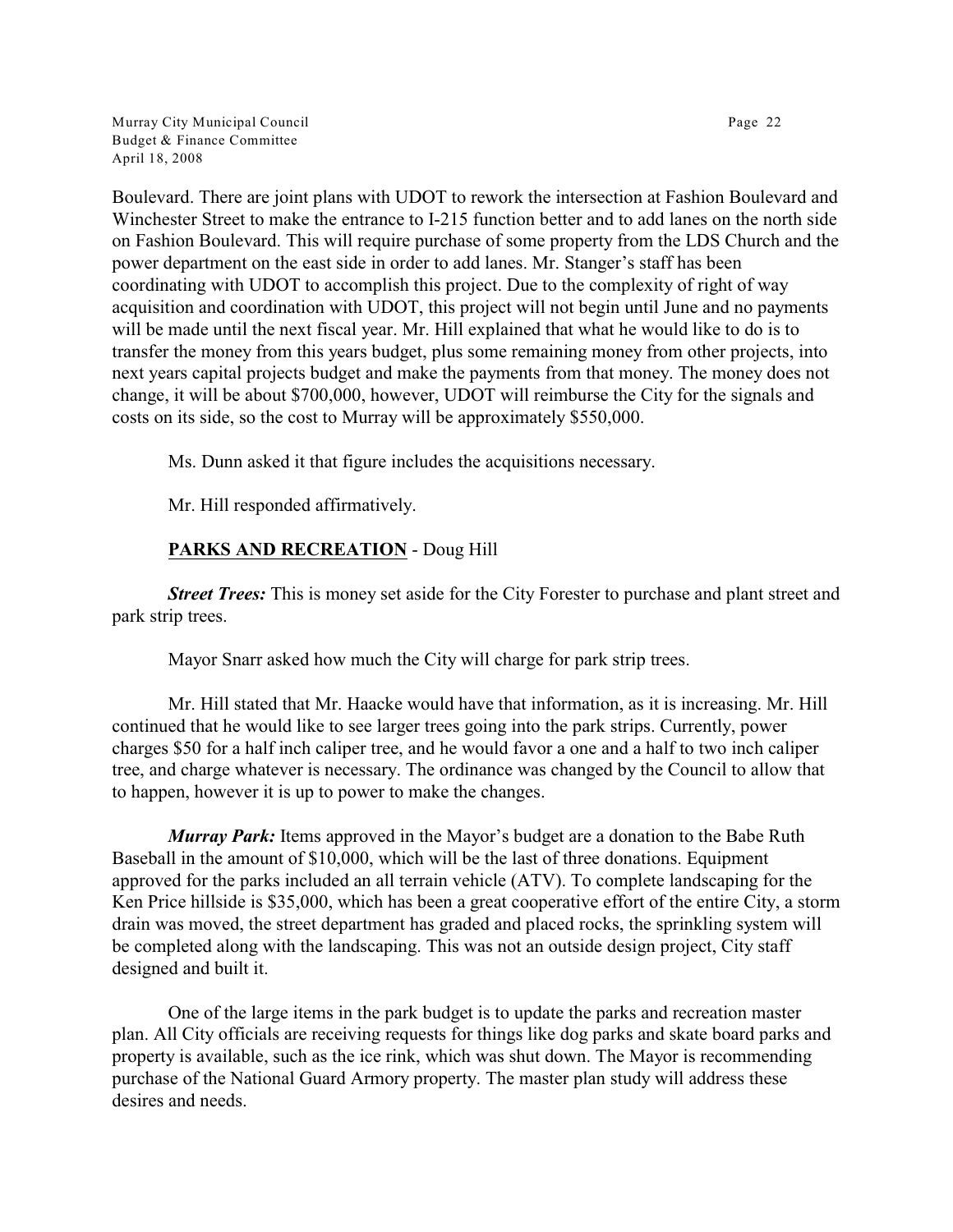Boulevard. There are joint plans with UDOT to rework the intersection at Fashion Boulevard and Winchester Street to make the entrance to I-215 function better and to add lanes on the north side on Fashion Boulevard. This will require purchase of some property from the LDS Church and the power department on the east side in order to add lanes. Mr. Stanger's staff has been coordinating with UDOT to accomplish this project. Due to the complexity of right of way acquisition and coordination with UDOT, this project will not begin until June and no payments will be made until the next fiscal year. Mr. Hill explained that what he would like to do is to transfer the money from this years budget, plus some remaining money from other projects, into next years capital projects budget and make the payments from that money. The money does not change, it will be about $700,000, however, UDOT will reimburse the City for the signals and costs on its side, so the cost to Murray will be approximately $550,000.

Ms. Dunn asked it that figure includes the acquisitions necessary.

Mr. Hill responded affirmatively.

**PARKS AND RECREATION** - Doug Hill

***Street Trees:*** This is money set aside for the City Forester to purchase and plant street and park strip trees.

Mayor Snarr asked how much the City will charge for park strip trees.

Mr. Hill stated that Mr. Haacke would have that information, as it is increasing. Mr. Hill continued that he would like to see larger trees going into the park strips. Currently, power charges $50 for a half inch caliper tree, and he would favor a one and a half to two inch caliper tree, and charge whatever is necessary. The ordinance was changed by the Council to allow that to happen, however it is up to power to make the changes.

***Murray Park:*** Items approved in the Mayor's budget are a donation to the Babe Ruth Baseball in the amount of $10,000, which will be the last of three donations. Equipment approved for the parks included an all terrain vehicle (ATV). To complete landscaping for the Ken Price hillside is $35,000, which has been a great cooperative effort of the entire City, a storm drain was moved, the street department has graded and placed rocks, the sprinkling system will be completed along with the landscaping. This was not an outside design project, City staff designed and built it.

One of the large items in the park budget is to update the parks and recreation master plan. All City officials are receiving requests for things like dog parks and skate board parks and property is available, such as the ice rink, which was shut down. The Mayor is recommending purchase of the National Guard Armory property. The master plan study will address these desires and needs.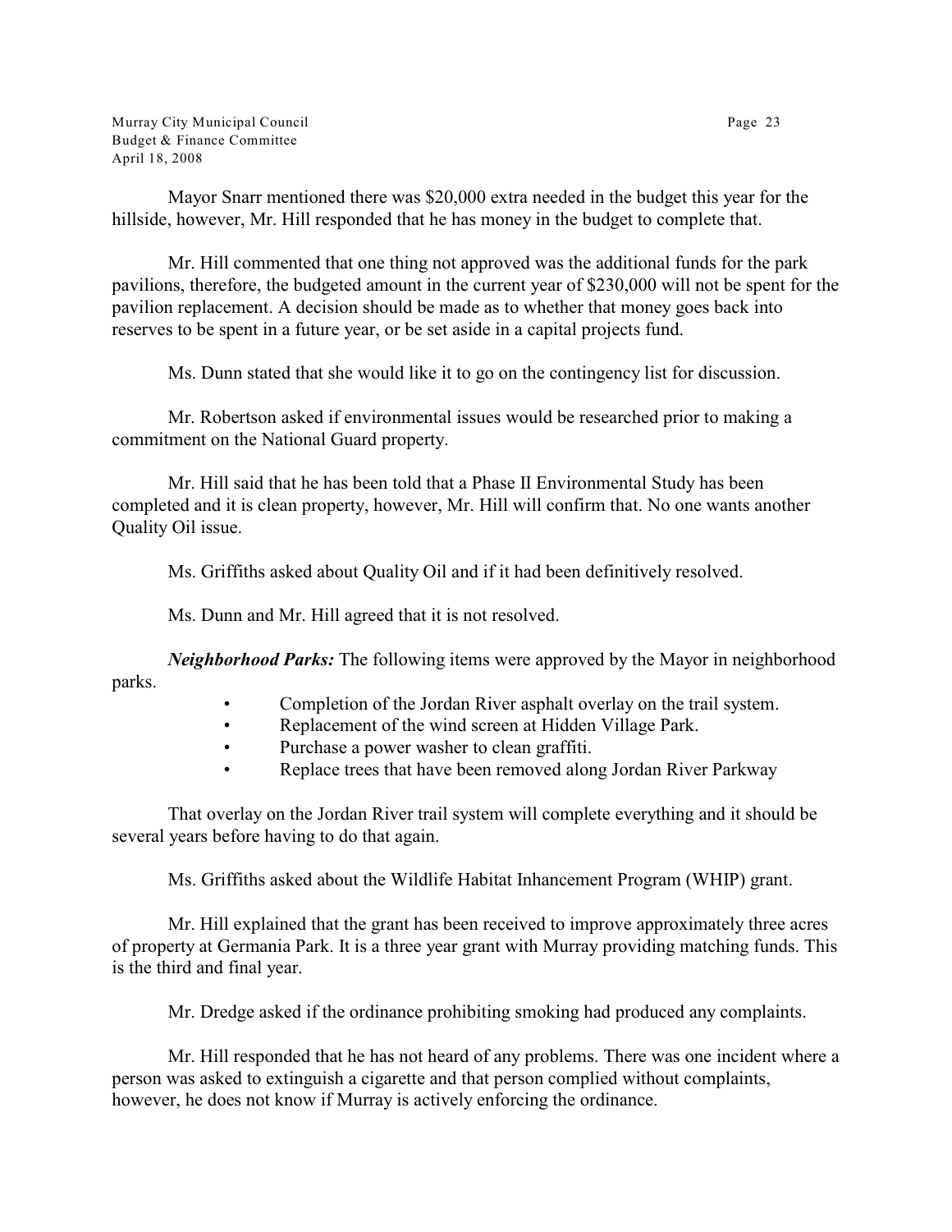Mayor Snarr mentioned there was $20,000 extra needed in the budget this year for the hillside, however, Mr. Hill responded that he has money in the budget to complete that.

Mr. Hill commented that one thing not approved was the additional funds for the park pavilions, therefore, the budgeted amount in the current year of $230,000 will not be spent for the pavilion replacement. A decision should be made as to whether that money goes back into reserves to be spent in a future year, or be set aside in a capital projects fund.

Ms. Dunn stated that she would like it to go on the contingency list for discussion.

Mr. Robertson asked if environmental issues would be researched prior to making a commitment on the National Guard property.

Mr. Hill said that he has been told that a Phase II Environmental Study has been completed and it is clean property, however, Mr. Hill will confirm that. No one wants another Quality Oil issue.

Ms. Griffiths asked about Quality Oil and if it had been definitively resolved.

Ms. Dunn and Mr. Hill agreed that it is not resolved.

***Neighborhood Parks:*** The following items were approved by the Mayor in neighborhood parks.

- Completion of the Jordan River asphalt overlay on the trail system.
- Replacement of the wind screen at Hidden Village Park.
- Purchase a power washer to clean graffiti.
- Replace trees that have been removed along Jordan River Parkway

That overlay on the Jordan River trail system will complete everything and it should be several years before having to do that again.

Ms. Griffiths asked about the Wildlife Habitat Inhancement Program (WHIP) grant.

Mr. Hill explained that the grant has been received to improve approximately three acres of property at Germania Park. It is a three year grant with Murray providing matching funds. This is the third and final year.

Mr. Dredge asked if the ordinance prohibiting smoking had produced any complaints.

Mr. Hill responded that he has not heard of any problems. There was one incident where a person was asked to extinguish a cigarette and that person complied without complaints, however, he does not know if Murray is actively enforcing the ordinance.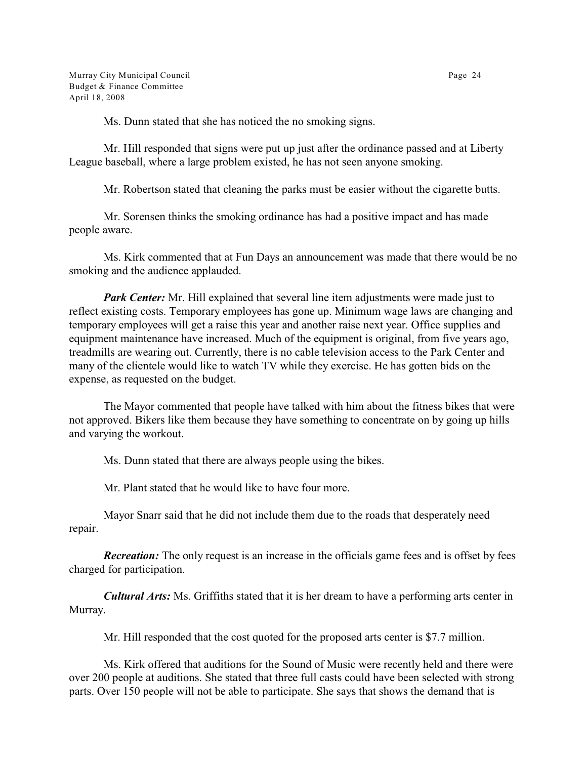Ms. Dunn stated that she has noticed the no smoking signs.

Mr. Hill responded that signs were put up just after the ordinance passed and at Liberty League baseball, where a large problem existed, he has not seen anyone smoking.

Mr. Robertson stated that cleaning the parks must be easier without the cigarette butts.

Mr. Sorensen thinks the smoking ordinance has had a positive impact and has made people aware.

Ms. Kirk commented that at Fun Days an announcement was made that there would be no smoking and the audience applauded.

***Park Center:*** Mr. Hill explained that several line item adjustments were made just to reflect existing costs. Temporary employees has gone up. Minimum wage laws are changing and temporary employees will get a raise this year and another raise next year. Office supplies and equipment maintenance have increased. Much of the equipment is original, from five years ago, treadmills are wearing out. Currently, there is no cable television access to the Park Center and many of the clientele would like to watch TV while they exercise. He has gotten bids on the expense, as requested on the budget.

The Mayor commented that people have talked with him about the fitness bikes that were not approved. Bikers like them because they have something to concentrate on by going up hills and varying the workout.

Ms. Dunn stated that there are always people using the bikes.

Mr. Plant stated that he would like to have four more.

Mayor Snarr said that he did not include them due to the roads that desperately need repair.

***Recreation:*** The only request is an increase in the officials game fees and is offset by fees charged for participation.

***Cultural Arts:*** Ms. Griffiths stated that it is her dream to have a performing arts center in Murray.

Mr. Hill responded that the cost quoted for the proposed arts center is $7.7 million.

Ms. Kirk offered that auditions for the Sound of Music were recently held and there were over 200 people at auditions. She stated that three full casts could have been selected with strong parts. Over 150 people will not be able to participate. She says that shows the demand that is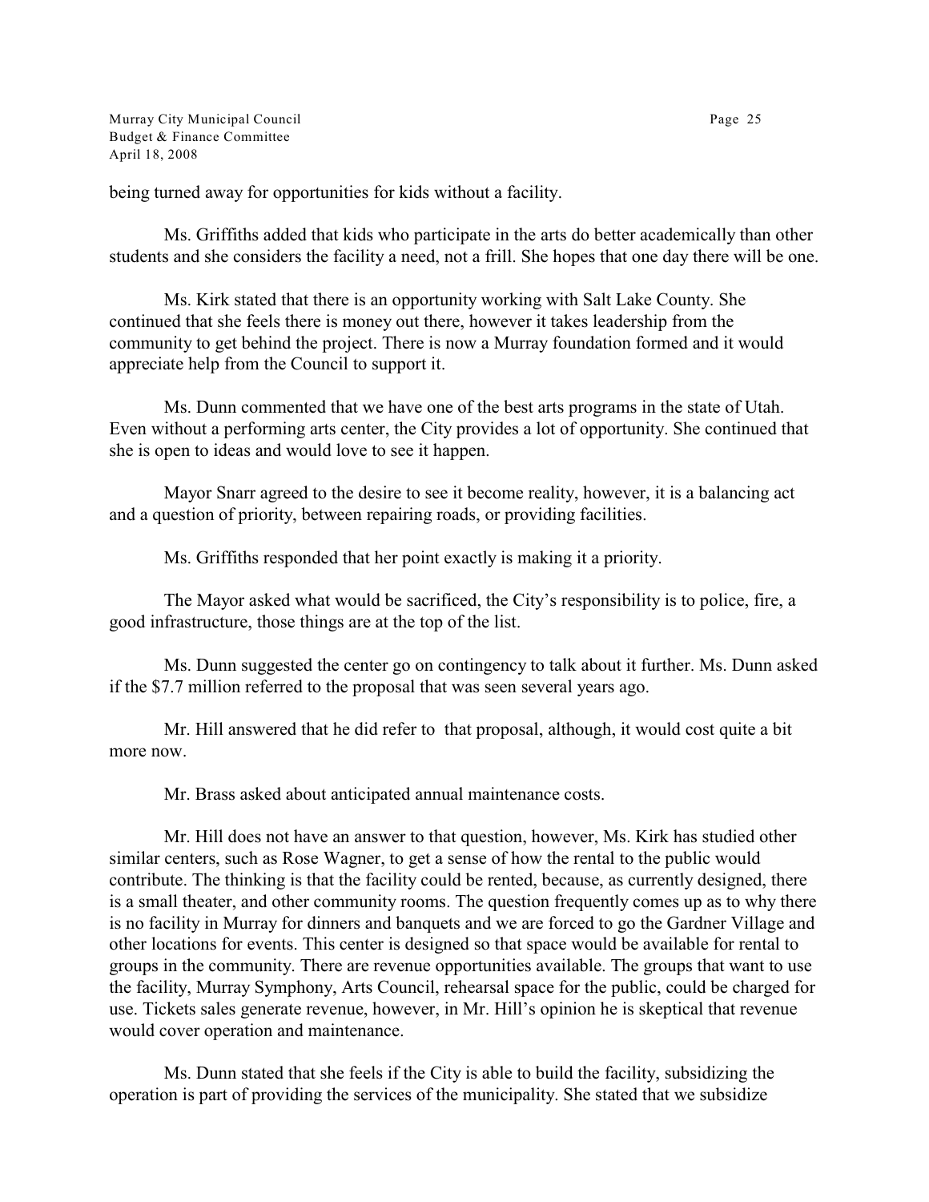being turned away for opportunities for kids without a facility.

Ms. Griffiths added that kids who participate in the arts do better academically than other students and she considers the facility a need, not a frill. She hopes that one day there will be one.

Ms. Kirk stated that there is an opportunity working with Salt Lake County. She continued that she feels there is money out there, however it takes leadership from the community to get behind the project. There is now a Murray foundation formed and it would appreciate help from the Council to support it.

Ms. Dunn commented that we have one of the best arts programs in the state of Utah. Even without a performing arts center, the City provides a lot of opportunity. She continued that she is open to ideas and would love to see it happen.

Mayor Snarr agreed to the desire to see it become reality, however, it is a balancing act and a question of priority, between repairing roads, or providing facilities.

Ms. Griffiths responded that her point exactly is making it a priority.

The Mayor asked what would be sacrificed, the City's responsibility is to police, fire, a good infrastructure, those things are at the top of the list.

Ms. Dunn suggested the center go on contingency to talk about it further. Ms. Dunn asked if the $7.7 million referred to the proposal that was seen several years ago.

Mr. Hill answered that he did refer to that proposal, although, it would cost quite a bit more now.

Mr. Brass asked about anticipated annual maintenance costs.

Mr. Hill does not have an answer to that question, however, Ms. Kirk has studied other similar centers, such as Rose Wagner, to get a sense of how the rental to the public would contribute. The thinking is that the facility could be rented, because, as currently designed, there is a small theater, and other community rooms. The question frequently comes up as to why there is no facility in Murray for dinners and banquets and we are forced to go the Gardner Village and other locations for events. This center is designed so that space would be available for rental to groups in the community. There are revenue opportunities available. The groups that want to use the facility, Murray Symphony, Arts Council, rehearsal space for the public, could be charged for use. Tickets sales generate revenue, however, in Mr. Hill's opinion he is skeptical that revenue would cover operation and maintenance.

Ms. Dunn stated that she feels if the City is able to build the facility, subsidizing the operation is part of providing the services of the municipality. She stated that we subsidize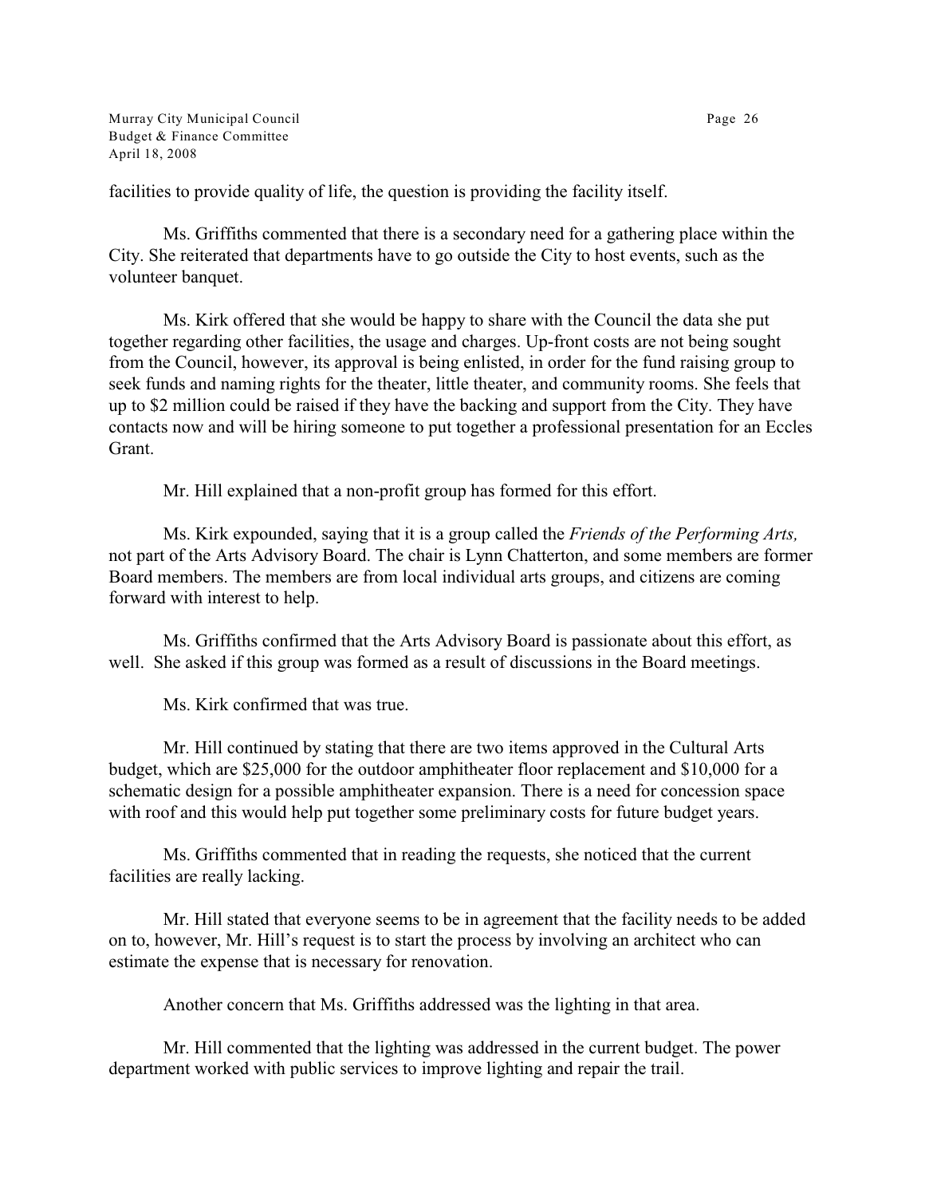facilities to provide quality of life, the question is providing the facility itself.

Ms. Griffiths commented that there is a secondary need for a gathering place within the City. She reiterated that departments have to go outside the City to host events, such as the volunteer banquet.

Ms. Kirk offered that she would be happy to share with the Council the data she put together regarding other facilities, the usage and charges. Up-front costs are not being sought from the Council, however, its approval is being enlisted, in order for the fund raising group to seek funds and naming rights for the theater, little theater, and community rooms. She feels that up to $2 million could be raised if they have the backing and support from the City. They have contacts now and will be hiring someone to put together a professional presentation for an Eccles Grant.

Mr. Hill explained that a non-profit group has formed for this effort.

Ms. Kirk expounded, saying that it is a group called the *Friends of the Performing Arts,* not part of the Arts Advisory Board. The chair is Lynn Chatterton, and some members are former Board members. The members are from local individual arts groups, and citizens are coming forward with interest to help.

Ms. Griffiths confirmed that the Arts Advisory Board is passionate about this effort, as well. She asked if this group was formed as a result of discussions in the Board meetings.

Ms. Kirk confirmed that was true.

Mr. Hill continued by stating that there are two items approved in the Cultural Arts budget, which are $25,000 for the outdoor amphitheater floor replacement and $10,000 for a schematic design for a possible amphitheater expansion. There is a need for concession space with roof and this would help put together some preliminary costs for future budget years.

Ms. Griffiths commented that in reading the requests, she noticed that the current facilities are really lacking.

Mr. Hill stated that everyone seems to be in agreement that the facility needs to be added on to, however, Mr. Hill's request is to start the process by involving an architect who can estimate the expense that is necessary for renovation.

Another concern that Ms. Griffiths addressed was the lighting in that area.

Mr. Hill commented that the lighting was addressed in the current budget. The power department worked with public services to improve lighting and repair the trail.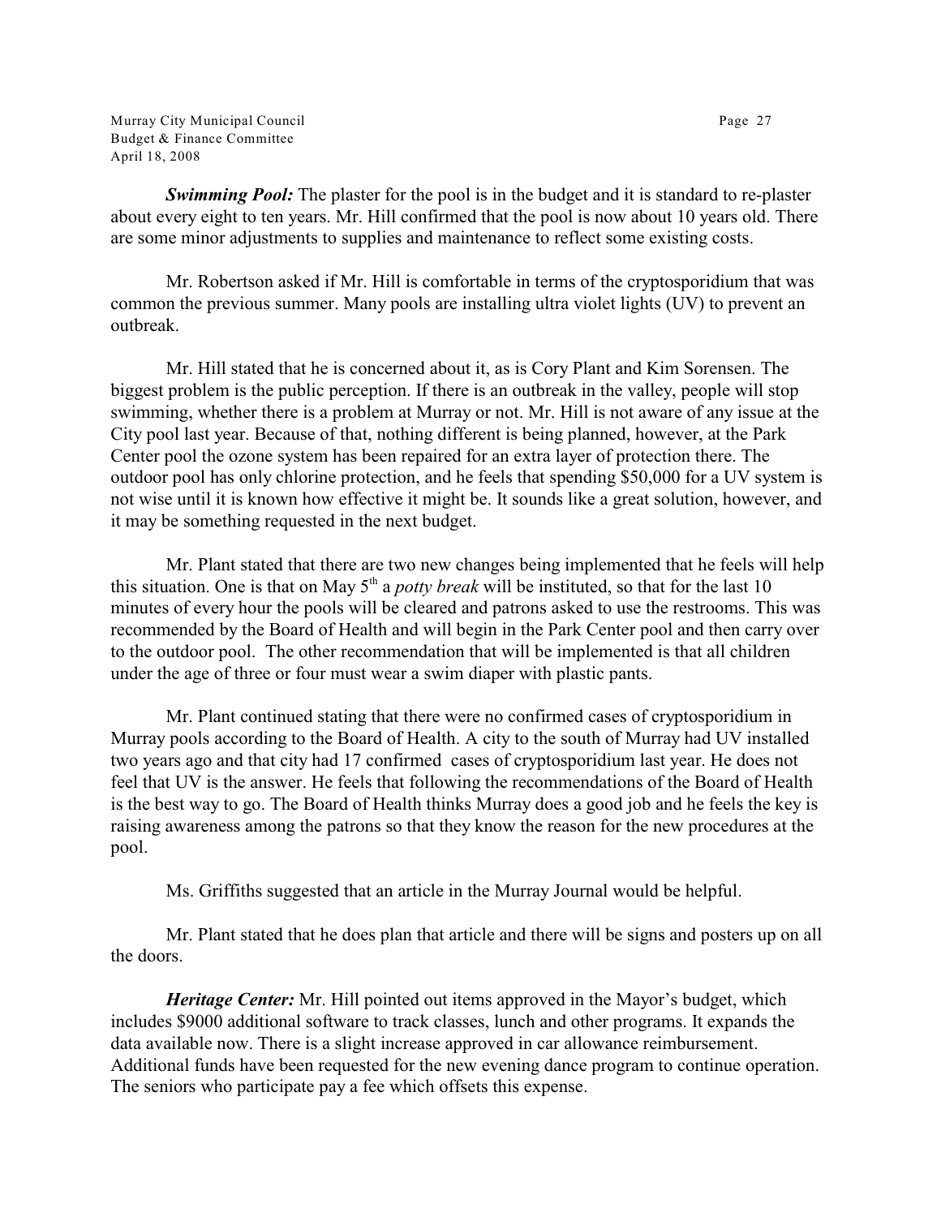***Swimming Pool:*** The plaster for the pool is in the budget and it is standard to re-plaster about every eight to ten years. Mr. Hill confirmed that the pool is now about 10 years old. There are some minor adjustments to supplies and maintenance to reflect some existing costs.

Mr. Robertson asked if Mr. Hill is comfortable in terms of the cryptosporidium that was common the previous summer. Many pools are installing ultra violet lights (UV) to prevent an outbreak.

Mr. Hill stated that he is concerned about it, as is Cory Plant and Kim Sorensen. The biggest problem is the public perception. If there is an outbreak in the valley, people will stop swimming, whether there is a problem at Murray or not. Mr. Hill is not aware of any issue at the City pool last year. Because of that, nothing different is being planned, however, at the Park Center pool the ozone system has been repaired for an extra layer of protection there. The outdoor pool has only chlorine protection, and he feels that spending $50,000 for a UV system is not wise until it is known how effective it might be. It sounds like a great solution, however, and it may be something requested in the next budget.

Mr. Plant stated that there are two new changes being implemented that he feels will help this situation. One is that on May 5th a *potty break* will be instituted, so that for the last 10 minutes of every hour the pools will be cleared and patrons asked to use the restrooms. This was recommended by the Board of Health and will begin in the Park Center pool and then carry over to the outdoor pool. The other recommendation that will be implemented is that all children under the age of three or four must wear a swim diaper with plastic pants.

Mr. Plant continued stating that there were no confirmed cases of cryptosporidium in Murray pools according to the Board of Health. A city to the south of Murray had UV installed two years ago and that city had 17 confirmed cases of cryptosporidium last year. He does not feel that UV is the answer. He feels that following the recommendations of the Board of Health is the best way to go. The Board of Health thinks Murray does a good job and he feels the key is raising awareness among the patrons so that they know the reason for the new procedures at the pool.

Ms. Griffiths suggested that an article in the Murray Journal would be helpful.

Mr. Plant stated that he does plan that article and there will be signs and posters up on all the doors.

***Heritage Center:*** Mr. Hill pointed out items approved in the Mayor's budget, which includes $9000 additional software to track classes, lunch and other programs. It expands the data available now. There is a slight increase approved in car allowance reimbursement. Additional funds have been requested for the new evening dance program to continue operation. The seniors who participate pay a fee which offsets this expense.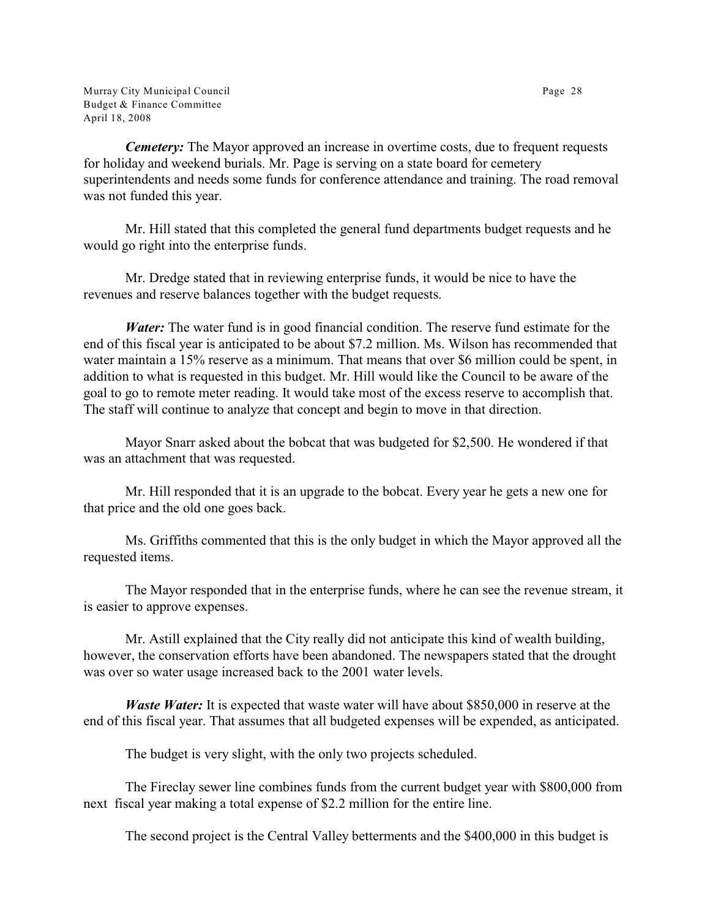***Cemetery:*** The Mayor approved an increase in overtime costs, due to frequent requests for holiday and weekend burials. Mr. Page is serving on a state board for cemetery superintendents and needs some funds for conference attendance and training. The road removal was not funded this year.

Mr. Hill stated that this completed the general fund departments budget requests and he would go right into the enterprise funds.

Mr. Dredge stated that in reviewing enterprise funds, it would be nice to have the revenues and reserve balances together with the budget requests.

***Water:*** The water fund is in good financial condition. The reserve fund estimate for the end of this fiscal year is anticipated to be about $7.2 million. Ms. Wilson has recommended that water maintain a 15% reserve as a minimum. That means that over $6 million could be spent, in addition to what is requested in this budget. Mr. Hill would like the Council to be aware of the goal to go to remote meter reading. It would take most of the excess reserve to accomplish that. The staff will continue to analyze that concept and begin to move in that direction.

Mayor Snarr asked about the bobcat that was budgeted for $2,500. He wondered if that was an attachment that was requested.

Mr. Hill responded that it is an upgrade to the bobcat. Every year he gets a new one for that price and the old one goes back.

Ms. Griffiths commented that this is the only budget in which the Mayor approved all the requested items.

The Mayor responded that in the enterprise funds, where he can see the revenue stream, it is easier to approve expenses.

Mr. Astill explained that the City really did not anticipate this kind of wealth building, however, the conservation efforts have been abandoned. The newspapers stated that the drought was over so water usage increased back to the 2001 water levels.

***Waste Water:*** It is expected that waste water will have about $850,000 in reserve at the end of this fiscal year. That assumes that all budgeted expenses will be expended, as anticipated.

The budget is very slight, with the only two projects scheduled.

The Fireclay sewer line combines funds from the current budget year with $800,000 from next fiscal year making a total expense of $2.2 million for the entire line.

The second project is the Central Valley betterments and the $400,000 in this budget is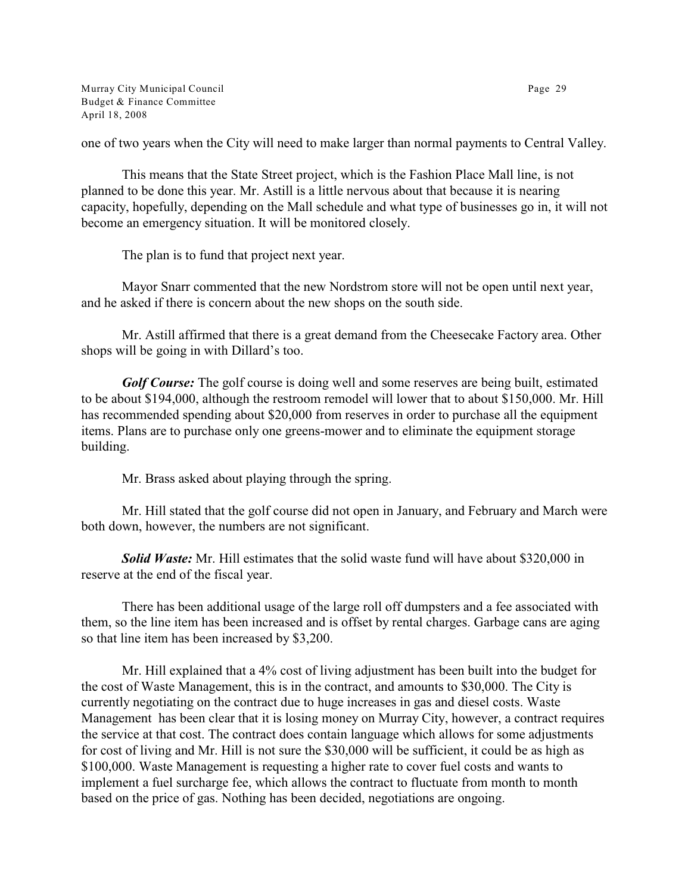one of two years when the City will need to make larger than normal payments to Central Valley.

This means that the State Street project, which is the Fashion Place Mall line, is not planned to be done this year. Mr. Astill is a little nervous about that because it is nearing capacity, hopefully, depending on the Mall schedule and what type of businesses go in, it will not become an emergency situation. It will be monitored closely.

The plan is to fund that project next year.

Mayor Snarr commented that the new Nordstrom store will not be open until next year, and he asked if there is concern about the new shops on the south side.

Mr. Astill affirmed that there is a great demand from the Cheesecake Factory area. Other shops will be going in with Dillard's too.

***Golf Course:*** The golf course is doing well and some reserves are being built, estimated to be about $194,000, although the restroom remodel will lower that to about $150,000. Mr. Hill has recommended spending about $20,000 from reserves in order to purchase all the equipment items. Plans are to purchase only one greens-mower and to eliminate the equipment storage building.

Mr. Brass asked about playing through the spring.

Mr. Hill stated that the golf course did not open in January, and February and March were both down, however, the numbers are not significant.

***Solid Waste:*** Mr. Hill estimates that the solid waste fund will have about $320,000 in reserve at the end of the fiscal year.

There has been additional usage of the large roll off dumpsters and a fee associated with them, so the line item has been increased and is offset by rental charges. Garbage cans are aging so that line item has been increased by $3,200.

Mr. Hill explained that a 4% cost of living adjustment has been built into the budget for the cost of Waste Management, this is in the contract, and amounts to $30,000. The City is currently negotiating on the contract due to huge increases in gas and diesel costs. Waste Management has been clear that it is losing money on Murray City, however, a contract requires the service at that cost. The contract does contain language which allows for some adjustments for cost of living and Mr. Hill is not sure the $30,000 will be sufficient, it could be as high as $100,000. Waste Management is requesting a higher rate to cover fuel costs and wants to implement a fuel surcharge fee, which allows the contract to fluctuate from month to month based on the price of gas. Nothing has been decided, negotiations are ongoing.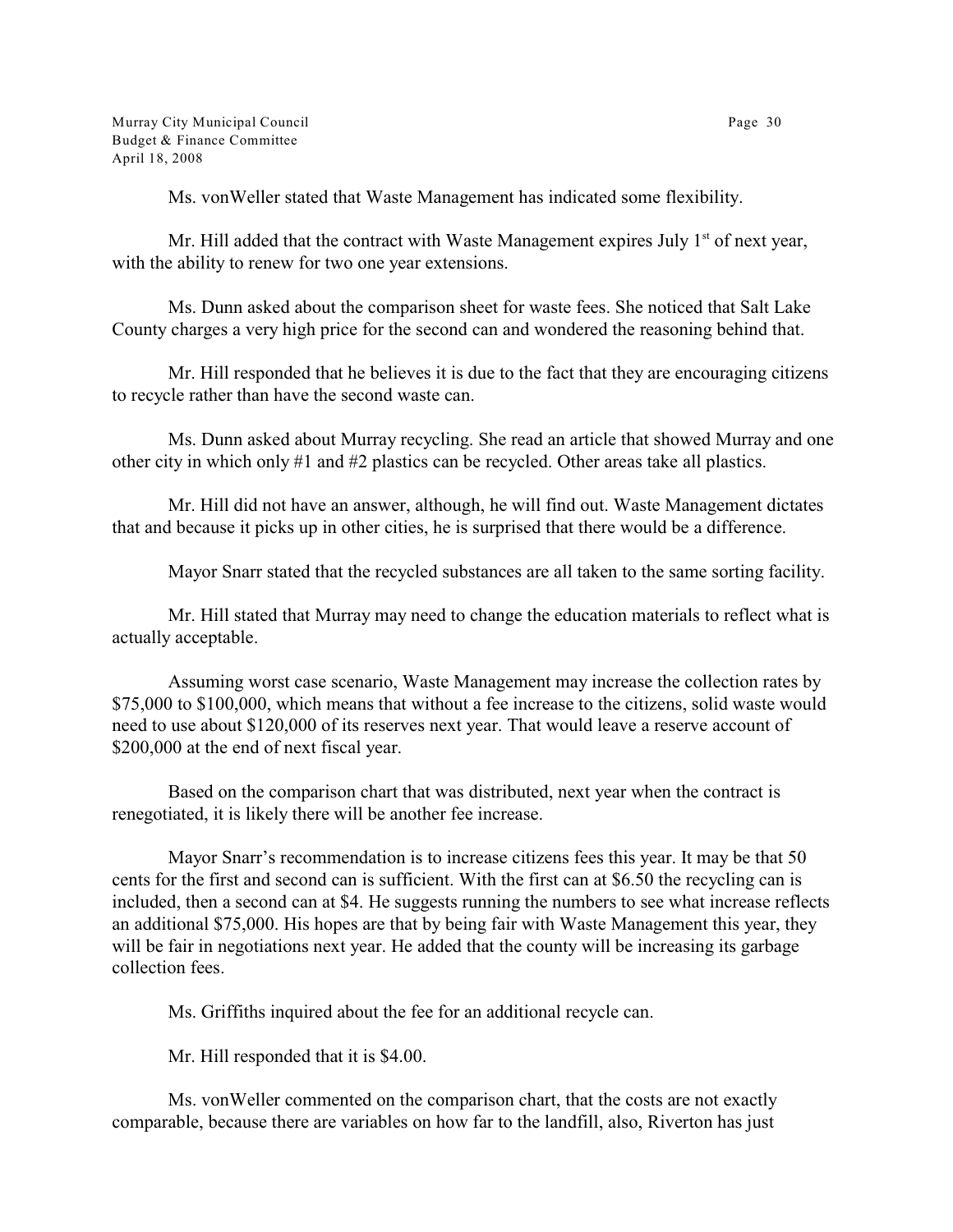Ms. vonWeller stated that Waste Management has indicated some flexibility.

Mr. Hill added that the contract with Waste Management expires July 1st of next year, with the ability to renew for two one year extensions.

Ms. Dunn asked about the comparison sheet for waste fees. She noticed that Salt Lake County charges a very high price for the second can and wondered the reasoning behind that.

Mr. Hill responded that he believes it is due to the fact that they are encouraging citizens to recycle rather than have the second waste can.

Ms. Dunn asked about Murray recycling. She read an article that showed Murray and one other city in which only #1 and #2 plastics can be recycled. Other areas take all plastics.

Mr. Hill did not have an answer, although, he will find out. Waste Management dictates that and because it picks up in other cities, he is surprised that there would be a difference.

Mayor Snarr stated that the recycled substances are all taken to the same sorting facility.

Mr. Hill stated that Murray may need to change the education materials to reflect what is actually acceptable.

Assuming worst case scenario, Waste Management may increase the collection rates by $75,000 to $100,000, which means that without a fee increase to the citizens, solid waste would need to use about $120,000 of its reserves next year. That would leave a reserve account of $200,000 at the end of next fiscal year.

Based on the comparison chart that was distributed, next year when the contract is renegotiated, it is likely there will be another fee increase.

Mayor Snarr's recommendation is to increase citizens fees this year. It may be that 50 cents for the first and second can is sufficient. With the first can at $6.50 the recycling can is included, then a second can at $4. He suggests running the numbers to see what increase reflects an additional $75,000. His hopes are that by being fair with Waste Management this year, they will be fair in negotiations next year. He added that the county will be increasing its garbage collection fees.

Ms. Griffiths inquired about the fee for an additional recycle can.

Mr. Hill responded that it is $4.00.

Ms. vonWeller commented on the comparison chart, that the costs are not exactly comparable, because there are variables on how far to the landfill, also, Riverton has just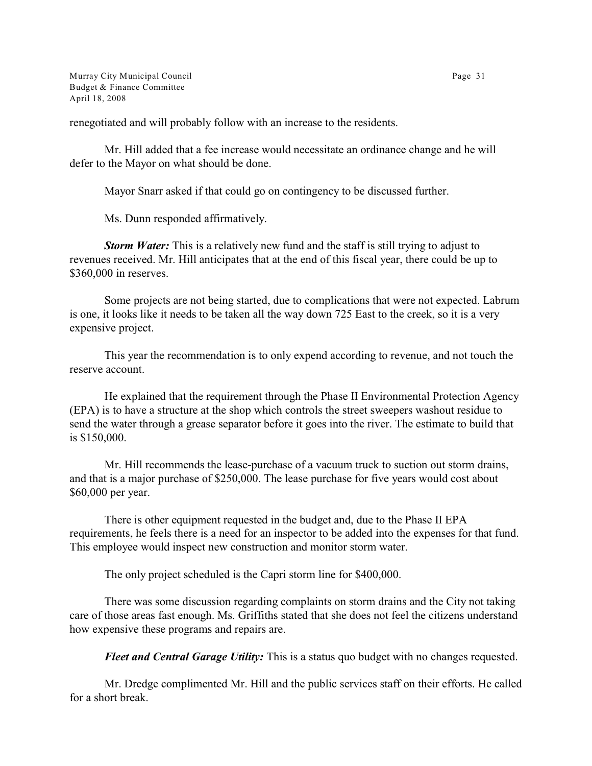renegotiated and will probably follow with an increase to the residents.

Mr. Hill added that a fee increase would necessitate an ordinance change and he will defer to the Mayor on what should be done.

Mayor Snarr asked if that could go on contingency to be discussed further.

Ms. Dunn responded affirmatively.

***Storm Water:*** This is a relatively new fund and the staff is still trying to adjust to revenues received. Mr. Hill anticipates that at the end of this fiscal year, there could be up to $360,000 in reserves.

Some projects are not being started, due to complications that were not expected. Labrum is one, it looks like it needs to be taken all the way down 725 East to the creek, so it is a very expensive project.

This year the recommendation is to only expend according to revenue, and not touch the reserve account.

He explained that the requirement through the Phase II Environmental Protection Agency (EPA) is to have a structure at the shop which controls the street sweepers washout residue to send the water through a grease separator before it goes into the river. The estimate to build that is $150,000.

Mr. Hill recommends the lease-purchase of a vacuum truck to suction out storm drains, and that is a major purchase of $250,000. The lease purchase for five years would cost about $60,000 per year.

There is other equipment requested in the budget and, due to the Phase II EPA requirements, he feels there is a need for an inspector to be added into the expenses for that fund. This employee would inspect new construction and monitor storm water.

The only project scheduled is the Capri storm line for $400,000.

There was some discussion regarding complaints on storm drains and the City not taking care of those areas fast enough. Ms. Griffiths stated that she does not feel the citizens understand how expensive these programs and repairs are.

***Fleet and Central Garage Utility:*** This is a status quo budget with no changes requested.

Mr. Dredge complimented Mr. Hill and the public services staff on their efforts. He called for a short break.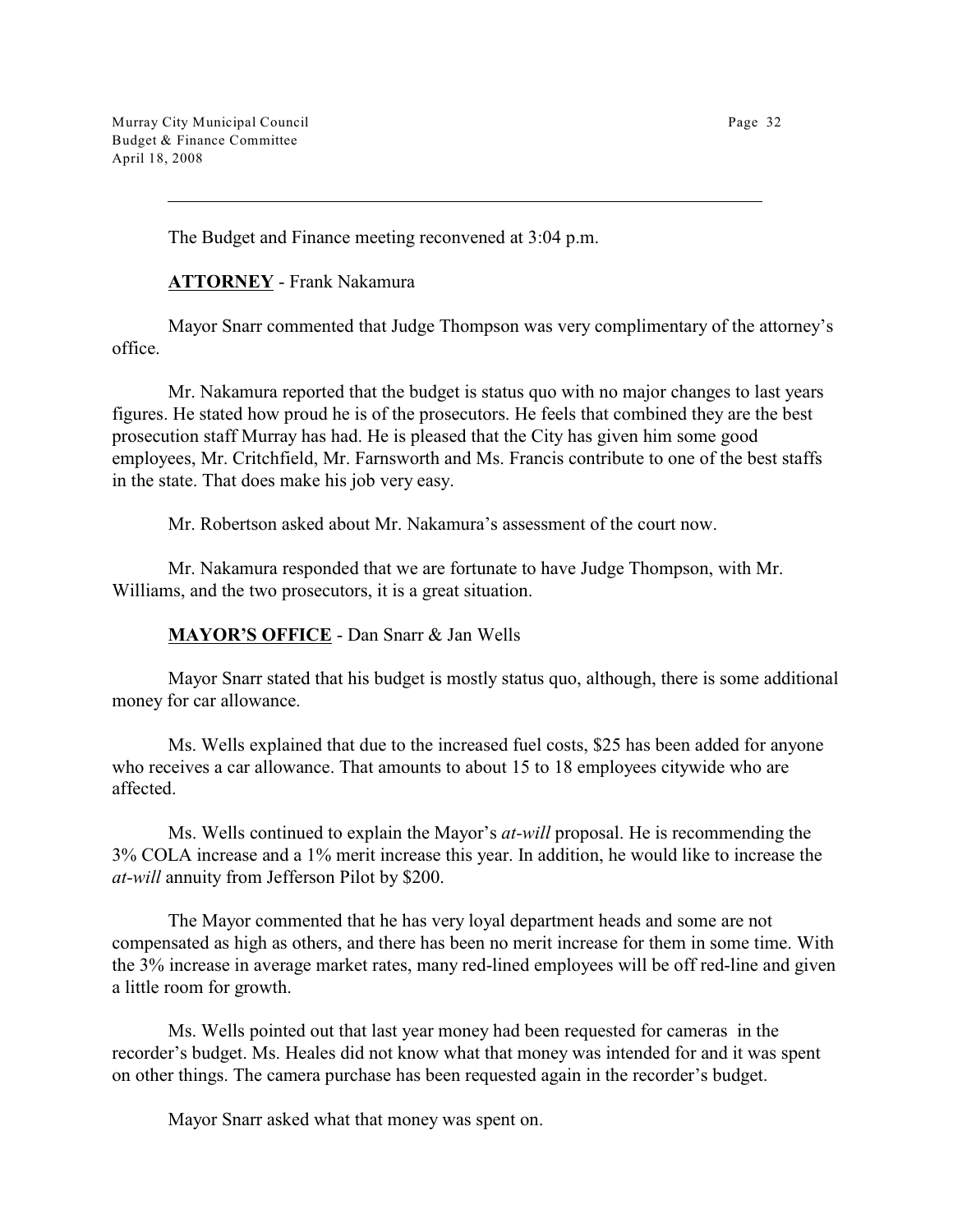The Budget and Finance meeting reconvened at 3:04 p.m.

**ATTORNEY** - Frank Nakamura

Mayor Snarr commented that Judge Thompson was very complimentary of the attorney's office.

Mr. Nakamura reported that the budget is status quo with no major changes to last years figures. He stated how proud he is of the prosecutors. He feels that combined they are the best prosecution staff Murray has had. He is pleased that the City has given him some good employees, Mr. Critchfield, Mr. Farnsworth and Ms. Francis contribute to one of the best staffs in the state. That does make his job very easy.

Mr. Robertson asked about Mr. Nakamura's assessment of the court now.

Mr. Nakamura responded that we are fortunate to have Judge Thompson, with Mr. Williams, and the two prosecutors, it is a great situation.

**MAYOR'S OFFICE** - Dan Snarr & Jan Wells

Mayor Snarr stated that his budget is mostly status quo, although, there is some additional money for car allowance.

Ms. Wells explained that due to the increased fuel costs, $25 has been added for anyone who receives a car allowance. That amounts to about 15 to 18 employees citywide who are affected.

Ms. Wells continued to explain the Mayor's *at-will* proposal. He is recommending the 3% COLA increase and a 1% merit increase this year. In addition, he would like to increase the *at-will* annuity from Jefferson Pilot by $200.

The Mayor commented that he has very loyal department heads and some are not compensated as high as others, and there has been no merit increase for them in some time. With the 3% increase in average market rates, many red-lined employees will be off red-line and given a little room for growth.

Ms. Wells pointed out that last year money had been requested for cameras in the recorder's budget. Ms. Heales did not know what that money was intended for and it was spent on other things. The camera purchase has been requested again in the recorder's budget.

Mayor Snarr asked what that money was spent on.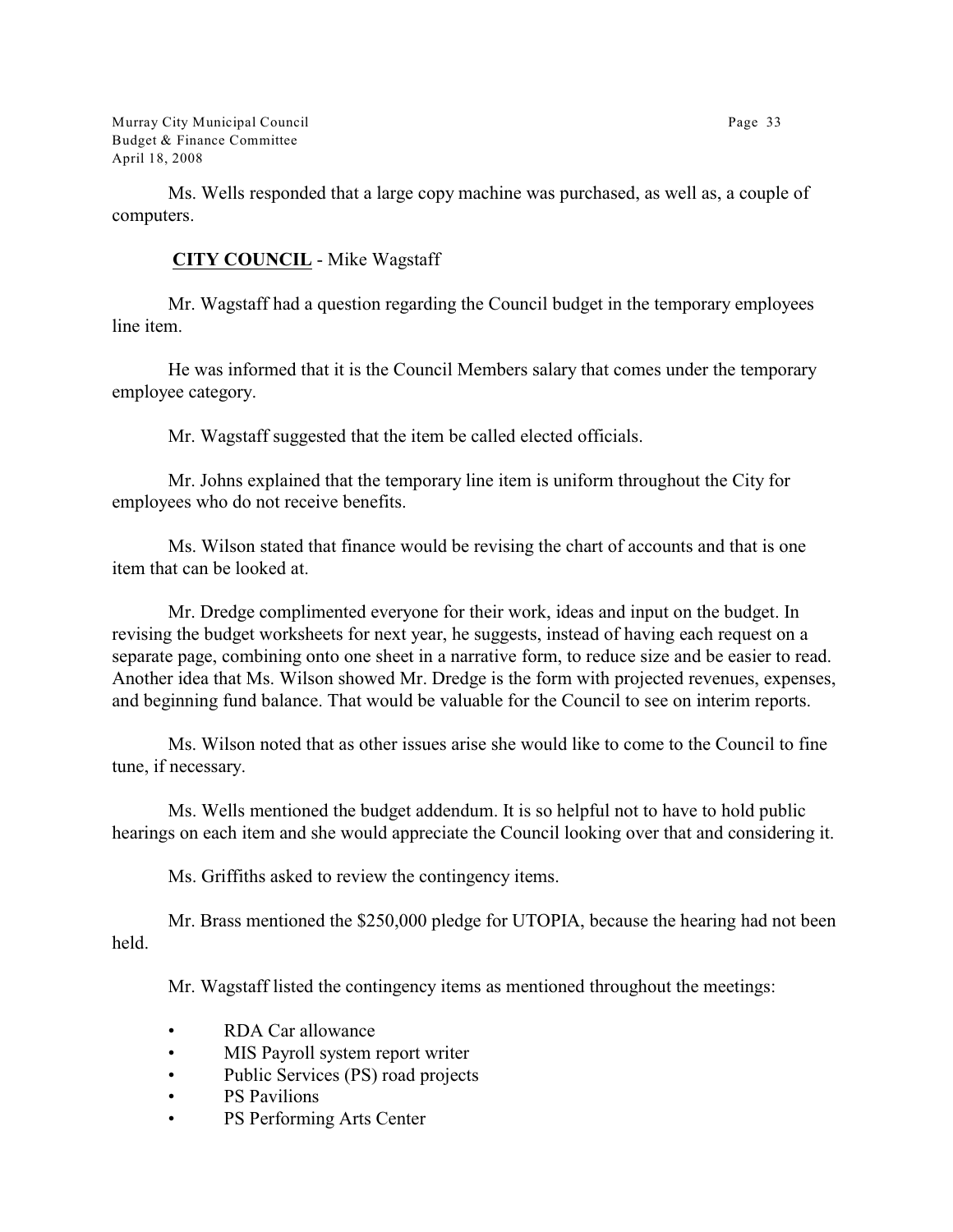Ms. Wells responded that a large copy machine was purchased, as well as, a couple of computers.

**CITY COUNCIL** - Mike Wagstaff

Mr. Wagstaff had a question regarding the Council budget in the temporary employees line item.

He was informed that it is the Council Members salary that comes under the temporary employee category.

Mr. Wagstaff suggested that the item be called elected officials.

Mr. Johns explained that the temporary line item is uniform throughout the City for employees who do not receive benefits.

Ms. Wilson stated that finance would be revising the chart of accounts and that is one item that can be looked at.

Mr. Dredge complimented everyone for their work, ideas and input on the budget. In revising the budget worksheets for next year, he suggests, instead of having each request on a separate page, combining onto one sheet in a narrative form, to reduce size and be easier to read. Another idea that Ms. Wilson showed Mr. Dredge is the form with projected revenues, expenses, and beginning fund balance. That would be valuable for the Council to see on interim reports.

Ms. Wilson noted that as other issues arise she would like to come to the Council to fine tune, if necessary.

Ms. Wells mentioned the budget addendum. It is so helpful not to have to hold public hearings on each item and she would appreciate the Council looking over that and considering it.

Ms. Griffiths asked to review the contingency items.

Mr. Brass mentioned the $250,000 pledge for UTOPIA, because the hearing had not been held.

Mr. Wagstaff listed the contingency items as mentioned throughout the meetings:

- RDA Car allowance
- MIS Payroll system report writer
- Public Services (PS) road projects
- PS Pavilions
- PS Performing Arts Center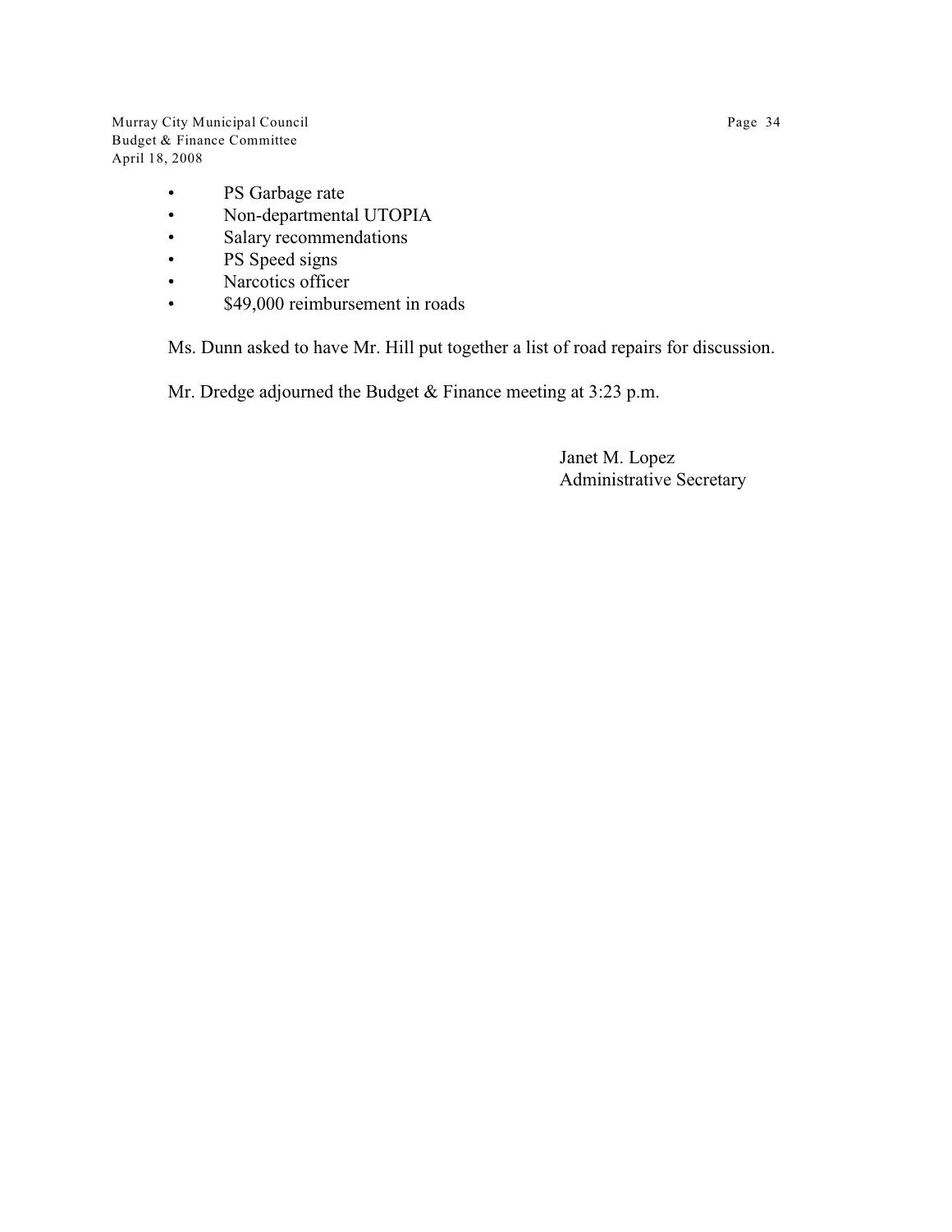- PS Garbage rate
- Non-departmental UTOPIA
- Salary recommendations
- PS Speed signs
- Narcotics officer
- $49,000 reimbursement in roads

Ms. Dunn asked to have Mr. Hill put together a list of road repairs for discussion.

Mr. Dredge adjourned the Budget & Finance meeting at 3:23 p.m.

Janet M. Lopez
Administrative Secretary